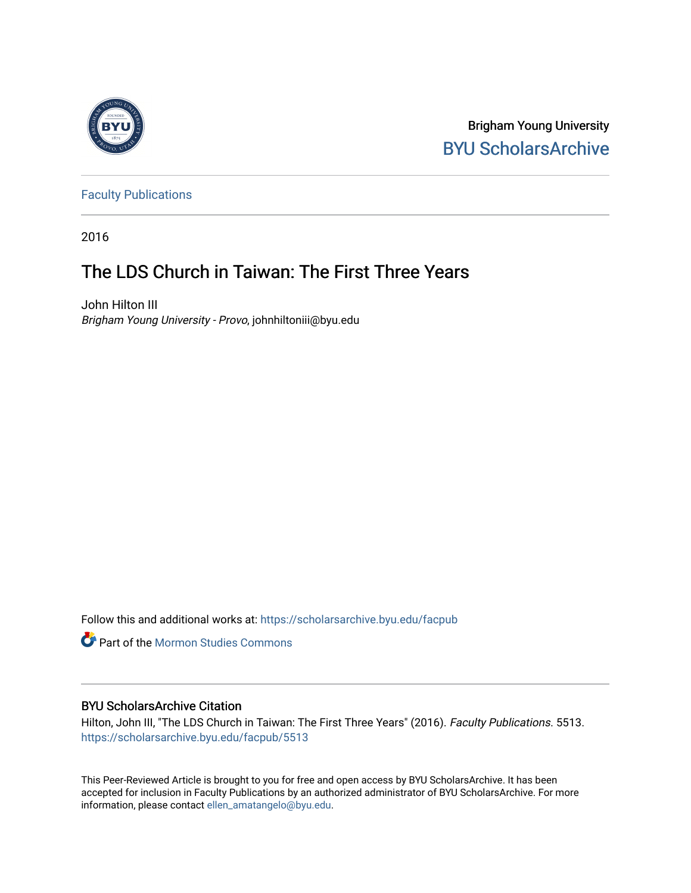Brigham Young University
BYU ScholarsArchive

Faculty Publications

2016

# The LDS Church in Taiwan: The First Three Years

John Hilton III
*Brigham Young University - Provo*, johnhiltoniii@byu.edu

Follow this and additional works at: https://scholarsarchive.byu.edu/facpub

Part of the Mormon Studies Commons

## BYU ScholarsArchive Citation

Hilton, John III, "The LDS Church in Taiwan: The First Three Years" (2016). *Faculty Publications*. 5513.
https://scholarsarchive.byu.edu/facpub/5513

This Peer-Reviewed Article is brought to you for free and open access by BYU ScholarsArchive. It has been accepted for inclusion in Faculty Publications by an authorized administrator of BYU ScholarsArchive. For more information, please contact ellen_amatangelo@byu.edu.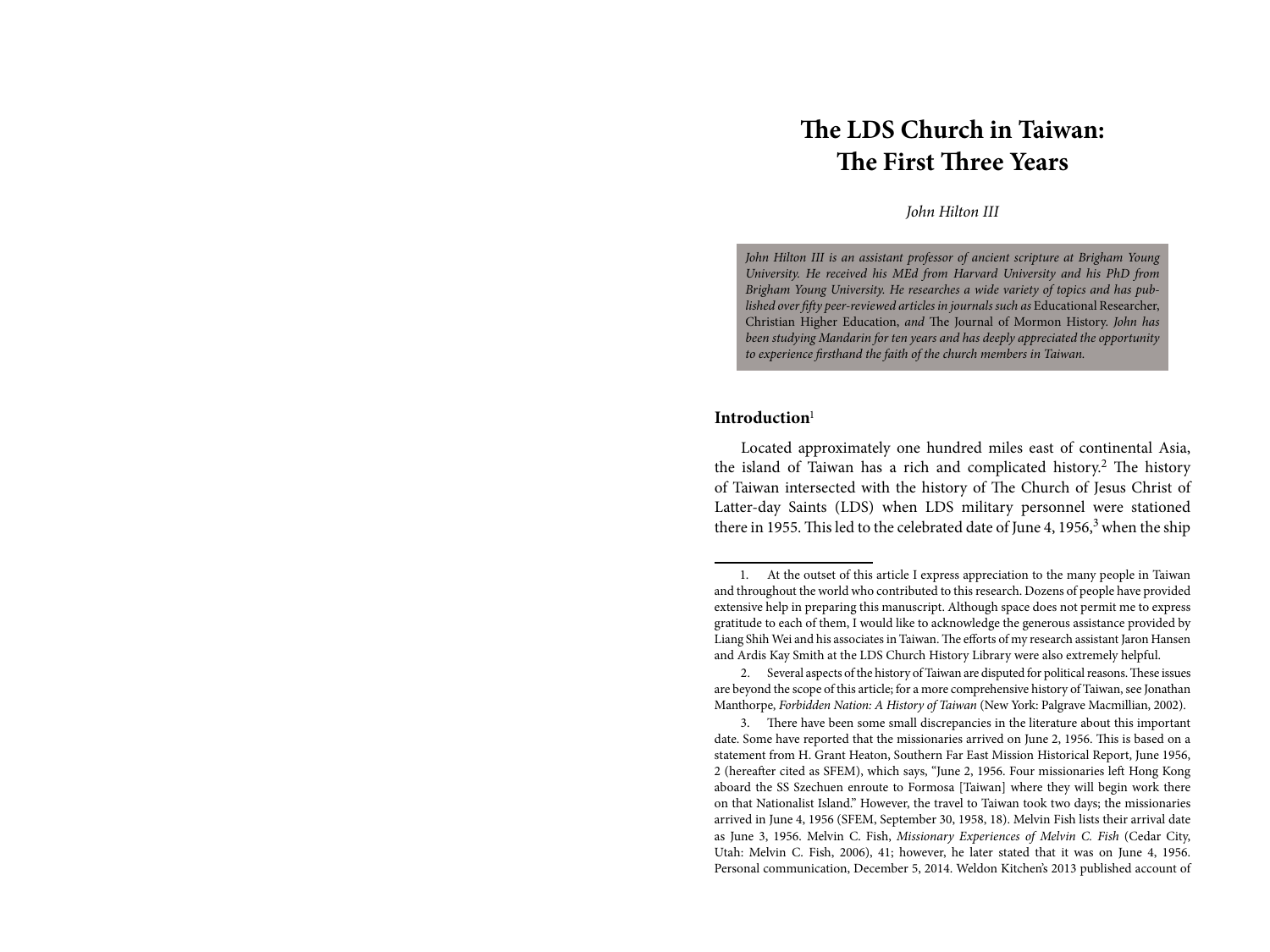# The LDS Church in Taiwan: The First Three Years

*John Hilton III*

*John Hilton III is an assistant professor of ancient scripture at Brigham Young University. He received his MEd from Harvard University and his PhD from Brigham Young University. He researches a wide variety of topics and has published over fifty peer-reviewed articles in journals such as* Educational Researcher, Christian Higher Education, *and* The Journal of Mormon History. *John has been studying Mandarin for ten years and has deeply appreciated the opportunity to experience firsthand the faith of the church members in Taiwan.*

## Introduction[1]

Located approximately one hundred miles east of continental Asia, the island of Taiwan has a rich and complicated history.[2] The history of Taiwan intersected with the history of The Church of Jesus Christ of Latter-day Saints (LDS) when LDS military personnel were stationed there in 1955. This led to the celebrated date of June 4, 1956,[3] when the ship

---

1. At the outset of this article I express appreciation to the many people in Taiwan and throughout the world who contributed to this research. Dozens of people have provided extensive help in preparing this manuscript. Although space does not permit me to express gratitude to each of them, I would like to acknowledge the generous assistance provided by Liang Shih Wei and his associates in Taiwan. The efforts of my research assistant Jaron Hansen and Ardis Kay Smith at the LDS Church History Library were also extremely helpful.

2. Several aspects of the history of Taiwan are disputed for political reasons. These issues are beyond the scope of this article; for a more comprehensive history of Taiwan, see Jonathan Manthorpe, *Forbidden Nation: A History of Taiwan* (New York: Palgrave Macmillian, 2002).

3. There have been some small discrepancies in the literature about this important date. Some have reported that the missionaries arrived on June 2, 1956. This is based on a statement from H. Grant Heaton, Southern Far East Mission Historical Report, June 1956, 2 (hereafter cited as SFEM), which says, "June 2, 1956. Four missionaries left Hong Kong aboard the SS Szechuen enroute to Formosa [Taiwan] where they will begin work there on that Nationalist Island." However, the travel to Taiwan took two days; the missionaries arrived in June 4, 1956 (SFEM, September 30, 1958, 18). Melvin Fish lists their arrival date as June 3, 1956. Melvin C. Fish, *Missionary Experiences of Melvin C. Fish* (Cedar City, Utah: Melvin C. Fish, 2006), 41; however, he later stated that it was on June 4, 1956. Personal communication, December 5, 2014. Weldon Kitchen's 2013 published account of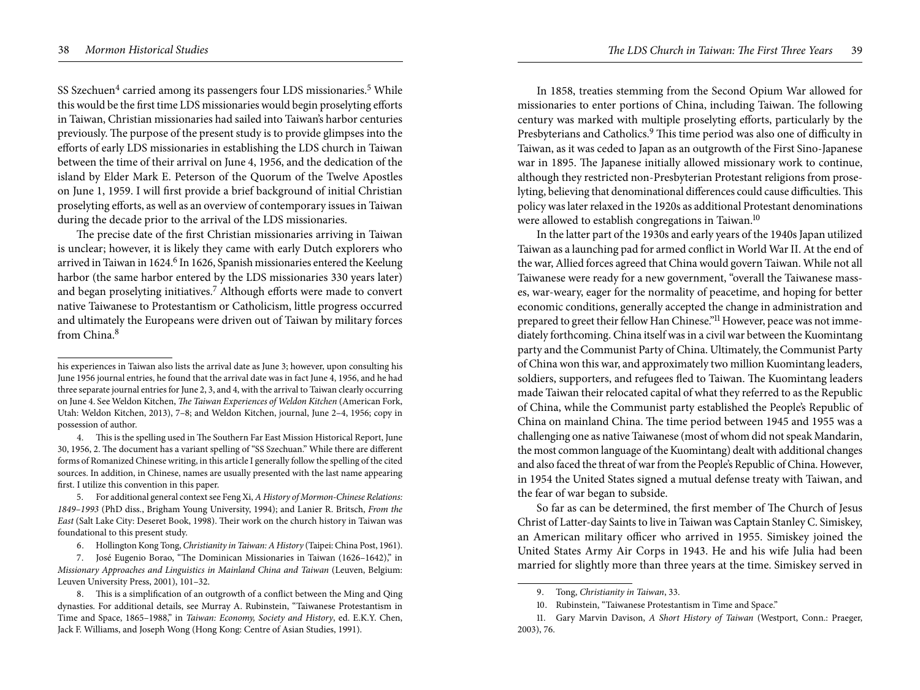SS Szechuen[4] carried among its passengers four LDS missionaries.[5] While this would be the first time LDS missionaries would begin proselyting efforts in Taiwan, Christian missionaries had sailed into Taiwan's harbor centuries previously. The purpose of the present study is to provide glimpses into the efforts of early LDS missionaries in establishing the LDS church in Taiwan between the time of their arrival on June 4, 1956, and the dedication of the island by Elder Mark E. Peterson of the Quorum of the Twelve Apostles on June 1, 1959. I will first provide a brief background of initial Christian proselyting efforts, as well as an overview of contemporary issues in Taiwan during the decade prior to the arrival of the LDS missionaries.

The precise date of the first Christian missionaries arriving in Taiwan is unclear; however, it is likely they came with early Dutch explorers who arrived in Taiwan in 1624.[6] In 1626, Spanish missionaries entered the Keelung harbor (the same harbor entered by the LDS missionaries 330 years later) and began proselyting initiatives.[7] Although efforts were made to convert native Taiwanese to Protestantism or Catholicism, little progress occurred and ultimately the Europeans were driven out of Taiwan by military forces from China.[8]

In 1858, treaties stemming from the Second Opium War allowed for missionaries to enter portions of China, including Taiwan. The following century was marked with multiple proselyting efforts, particularly by the Presbyterians and Catholics.[9] This time period was also one of difficulty in Taiwan, as it was ceded to Japan as an outgrowth of the First Sino-Japanese war in 1895. The Japanese initially allowed missionary work to continue, although they restricted non-Presbyterian Protestant religions from proselyting, believing that denominational differences could cause difficulties. This policy was later relaxed in the 1920s as additional Protestant denominations were allowed to establish congregations in Taiwan.[10]

In the latter part of the 1930s and early years of the 1940s Japan utilized Taiwan as a launching pad for armed conflict in World War II. At the end of the war, Allied forces agreed that China would govern Taiwan. While not all Taiwanese were ready for a new government, "overall the Taiwanese masses, war-weary, eager for the normality of peacetime, and hoping for better economic conditions, generally accepted the change in administration and prepared to greet their fellow Han Chinese."[11] However, peace was not immediately forthcoming. China itself was in a civil war between the Kuomintang party and the Communist Party of China. Ultimately, the Communist Party of China won this war, and approximately two million Kuomintang leaders, soldiers, supporters, and refugees fled to Taiwan. The Kuomintang leaders made Taiwan their relocated capital of what they referred to as the Republic of China, while the Communist party established the People's Republic of China on mainland China. The time period between 1945 and 1955 was a challenging one as native Taiwanese (most of whom did not speak Mandarin, the most common language of the Kuomintang) dealt with additional changes and also faced the threat of war from the People's Republic of China. However, in 1954 the United States signed a mutual defense treaty with Taiwan, and the fear of war began to subside.

So far as can be determined, the first member of The Church of Jesus Christ of Latter-day Saints to live in Taiwan was Captain Stanley C. Simiskey, an American military officer who arrived in 1955. Simiskey joined the United States Army Air Corps in 1943. He and his wife Julia had been married for slightly more than three years at the time. Simiskey served in

---

his experiences in Taiwan also lists the arrival date as June 3; however, upon consulting his June 1956 journal entries, he found that the arrival date was in fact June 4, 1956, and he had three separate journal entries for June 2, 3, and 4, with the arrival to Taiwan clearly occurring on June 4. See Weldon Kitchen, *The Taiwan Experiences of Weldon Kitchen* (American Fork, Utah: Weldon Kitchen, 2013), 7–8; and Weldon Kitchen, journal, June 2–4, 1956; copy in possession of author.

4. This is the spelling used in The Southern Far East Mission Historical Report, June 30, 1956, 2. The document has a variant spelling of "SS Szechuan." While there are different forms of Romanized Chinese writing, in this article I generally follow the spelling of the cited sources. In addition, in Chinese, names are usually presented with the last name appearing first. I utilize this convention in this paper.

5. For additional general context see Feng Xi, *A History of Mormon-Chinese Relations: 1849–1993* (PhD diss., Brigham Young University, 1994); and Lanier R. Britsch, *From the East* (Salt Lake City: Deseret Book, 1998). Their work on the church history in Taiwan was foundational to this present study.

6. Hollington Kong Tong, *Christianity in Taiwan: A History* (Taipei: China Post, 1961).

7. José Eugenio Borao, "The Dominican Missionaries in Taiwan (1626–1642)," in *Missionary Approaches and Linguistics in Mainland China and Taiwan* (Leuven, Belgium: Leuven University Press, 2001), 101–32.

8. This is a simplification of an outgrowth of a conflict between the Ming and Qing dynasties. For additional details, see Murray A. Rubinstein, "Taiwanese Protestantism in Time and Space, 1865–1988," in *Taiwan: Economy, Society and History*, ed. E.K.Y. Chen, Jack F. Williams, and Joseph Wong (Hong Kong: Centre of Asian Studies, 1991).

9. Tong, *Christianity in Taiwan*, 33.

10. Rubinstein, "Taiwanese Protestantism in Time and Space."

11. Gary Marvin Davison, *A Short History of Taiwan* (Westport, Conn.: Praeger, 2003), 76.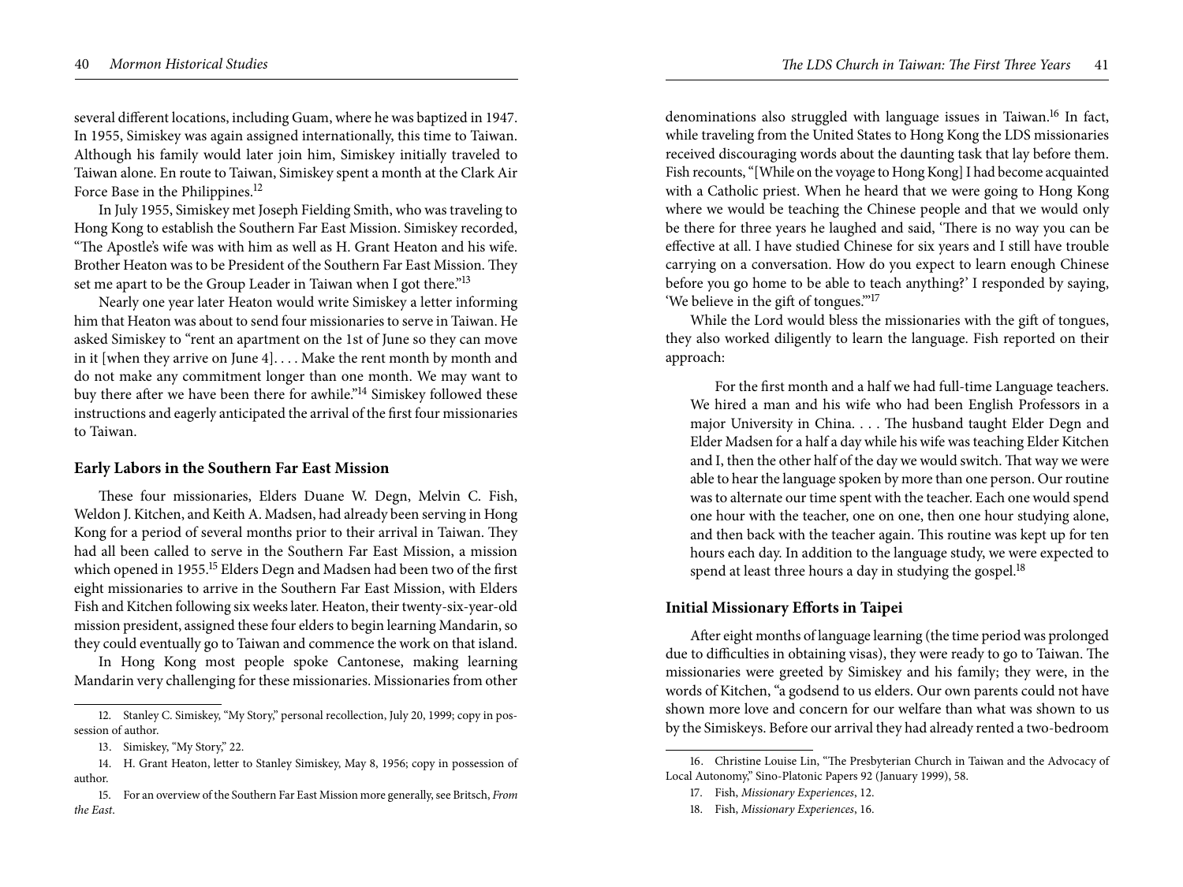several different locations, including Guam, where he was baptized in 1947. In 1955, Simiskey was again assigned internationally, this time to Taiwan. Although his family would later join him, Simiskey initially traveled to Taiwan alone. En route to Taiwan, Simiskey spent a month at the Clark Air Force Base in the Philippines.[12]

In July 1955, Simiskey met Joseph Fielding Smith, who was traveling to Hong Kong to establish the Southern Far East Mission. Simiskey recorded, "The Apostle's wife was with him as well as H. Grant Heaton and his wife. Brother Heaton was to be President of the Southern Far East Mission. They set me apart to be the Group Leader in Taiwan when I got there."[13]

Nearly one year later Heaton would write Simiskey a letter informing him that Heaton was about to send four missionaries to serve in Taiwan. He asked Simiskey to "rent an apartment on the 1st of June so they can move in it [when they arrive on June 4]. . . . Make the rent month by month and do not make any commitment longer than one month. We may want to buy there after we have been there for awhile."[14] Simiskey followed these instructions and eagerly anticipated the arrival of the first four missionaries to Taiwan.

### Early Labors in the Southern Far East Mission

These four missionaries, Elders Duane W. Degn, Melvin C. Fish, Weldon J. Kitchen, and Keith A. Madsen, had already been serving in Hong Kong for a period of several months prior to their arrival in Taiwan. They had all been called to serve in the Southern Far East Mission, a mission which opened in 1955.[15] Elders Degn and Madsen had been two of the first eight missionaries to arrive in the Southern Far East Mission, with Elders Fish and Kitchen following six weeks later. Heaton, their twenty-six-year-old mission president, assigned these four elders to begin learning Mandarin, so they could eventually go to Taiwan and commence the work on that island.

In Hong Kong most people spoke Cantonese, making learning Mandarin very challenging for these missionaries. Missionaries from other denominations also struggled with language issues in Taiwan.[16] In fact, while traveling from the United States to Hong Kong the LDS missionaries received discouraging words about the daunting task that lay before them. Fish recounts, "[While on the voyage to Hong Kong] I had become acquainted with a Catholic priest. When he heard that we were going to Hong Kong where we would be teaching the Chinese people and that we would only be there for three years he laughed and said, 'There is no way you can be effective at all. I have studied Chinese for six years and I still have trouble carrying on a conversation. How do you expect to learn enough Chinese before you go home to be able to teach anything?' I responded by saying, 'We believe in the gift of tongues.'"[17]

While the Lord would bless the missionaries with the gift of tongues, they also worked diligently to learn the language. Fish reported on their approach:

> For the first month and a half we had full-time Language teachers. We hired a man and his wife who had been English Professors in a major University in China. . . . The husband taught Elder Degn and Elder Madsen for a half a day while his wife was teaching Elder Kitchen and I, then the other half of the day we would switch. That way we were able to hear the language spoken by more than one person. Our routine was to alternate our time spent with the teacher. Each one would spend one hour with the teacher, one on one, then one hour studying alone, and then back with the teacher again. This routine was kept up for ten hours each day. In addition to the language study, we were expected to spend at least three hours a day in studying the gospel.[18]

### Initial Missionary Efforts in Taipei

After eight months of language learning (the time period was prolonged due to difficulties in obtaining visas), they were ready to go to Taiwan. The missionaries were greeted by Simiskey and his family; they were, in the words of Kitchen, "a godsend to us elders. Our own parents could not have shown more love and concern for our welfare than what was shown to us by the Simiskeys. Before our arrival they had already rented a two-bedroom

---

12. Stanley C. Simiskey, "My Story," personal recollection, July 20, 1999; copy in possession of author.

13. Simiskey, "My Story," 22.

14. H. Grant Heaton, letter to Stanley Simiskey, May 8, 1956; copy in possession of author.

15. For an overview of the Southern Far East Mission more generally, see Britsch, *From the East*.

16. Christine Louise Lin, "The Presbyterian Church in Taiwan and the Advocacy of Local Autonomy," Sino-Platonic Papers 92 (January 1999), 58.

17. Fish, *Missionary Experiences*, 12.

18. Fish, *Missionary Experiences*, 16.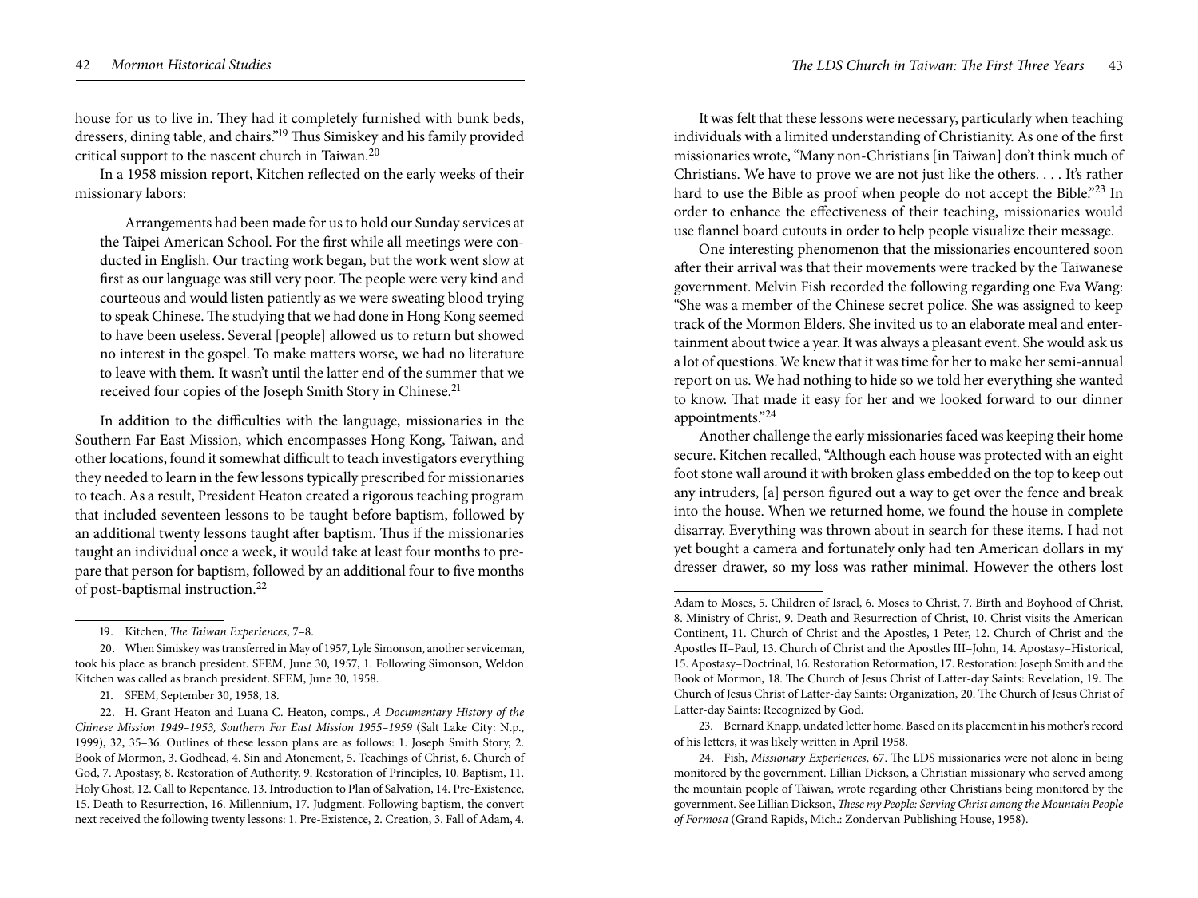house for us to live in. They had it completely furnished with bunk beds, dressers, dining table, and chairs."[19] Thus Simiskey and his family provided critical support to the nascent church in Taiwan.[20]

In a 1958 mission report, Kitchen reflected on the early weeks of their missionary labors:

> Arrangements had been made for us to hold our Sunday services at the Taipei American School. For the first while all meetings were conducted in English. Our tracting work began, but the work went slow at first as our language was still very poor. The people were very kind and courteous and would listen patiently as we were sweating blood trying to speak Chinese. The studying that we had done in Hong Kong seemed to have been useless. Several [people] allowed us to return but showed no interest in the gospel. To make matters worse, we had no literature to leave with them. It wasn't until the latter end of the summer that we received four copies of the Joseph Smith Story in Chinese.[21]

In addition to the difficulties with the language, missionaries in the Southern Far East Mission, which encompasses Hong Kong, Taiwan, and other locations, found it somewhat difficult to teach investigators everything they needed to learn in the few lessons typically prescribed for missionaries to teach. As a result, President Heaton created a rigorous teaching program that included seventeen lessons to be taught before baptism, followed by an additional twenty lessons taught after baptism. Thus if the missionaries taught an individual once a week, it would take at least four months to prepare that person for baptism, followed by an additional four to five months of post-baptismal instruction.[22]

It was felt that these lessons were necessary, particularly when teaching individuals with a limited understanding of Christianity. As one of the first missionaries wrote, "Many non-Christians [in Taiwan] don't think much of Christians. We have to prove we are not just like the others. . . . It's rather hard to use the Bible as proof when people do not accept the Bible."[23] In order to enhance the effectiveness of their teaching, missionaries would use flannel board cutouts in order to help people visualize their message.

One interesting phenomenon that the missionaries encountered soon after their arrival was that their movements were tracked by the Taiwanese government. Melvin Fish recorded the following regarding one Eva Wang: "She was a member of the Chinese secret police. She was assigned to keep track of the Mormon Elders. She invited us to an elaborate meal and entertainment about twice a year. It was always a pleasant event. She would ask us a lot of questions. We knew that it was time for her to make her semi-annual report on us. We had nothing to hide so we told her everything she wanted to know. That made it easy for her and we looked forward to our dinner appointments."[24]

Another challenge the early missionaries faced was keeping their home secure. Kitchen recalled, "Although each house was protected with an eight foot stone wall around it with broken glass embedded on the top to keep out any intruders, [a] person figured out a way to get over the fence and break into the house. When we returned home, we found the house in complete disarray. Everything was thrown about in search for these items. I had not yet bought a camera and fortunately only had ten American dollars in my dresser drawer, so my loss was rather minimal. However the others lost

---

19. Kitchen, *The Taiwan Experiences*, 7–8.

20. When Simiskey was transferred in May of 1957, Lyle Simonson, another serviceman, took his place as branch president. SFEM, June 30, 1957, 1. Following Simonson, Weldon Kitchen was called as branch president. SFEM, June 30, 1958.

21. SFEM, September 30, 1958, 18.

22. H. Grant Heaton and Luana C. Heaton, comps., *A Documentary History of the Chinese Mission 1949–1953, Southern Far East Mission 1955–1959* (Salt Lake City: N.p., 1999), 32, 35–36. Outlines of these lesson plans are as follows: 1. Joseph Smith Story, 2. Book of Mormon, 3. Godhead, 4. Sin and Atonement, 5. Teachings of Christ, 6. Church of God, 7. Apostasy, 8. Restoration of Authority, 9. Restoration of Principles, 10. Baptism, 11. Holy Ghost, 12. Call to Repentance, 13. Introduction to Plan of Salvation, 14. Pre-Existence, 15. Death to Resurrection, 16. Millennium, 17. Judgment. Following baptism, the convert next received the following twenty lessons: 1. Pre-Existence, 2. Creation, 3. Fall of Adam, 4. Adam to Moses, 5. Children of Israel, 6. Moses to Christ, 7. Birth and Boyhood of Christ, 8. Ministry of Christ, 9. Death and Resurrection of Christ, 10. Christ visits the American Continent, 11. Church of Christ and the Apostles, 1 Peter, 12. Church of Christ and the Apostles II–Paul, 13. Church of Christ and the Apostles III–John, 14. Apostasy–Historical, 15. Apostasy–Doctrinal, 16. Restoration Reformation, 17. Restoration: Joseph Smith and the Book of Mormon, 18. The Church of Jesus Christ of Latter-day Saints: Revelation, 19. The Church of Jesus Christ of Latter-day Saints: Organization, 20. The Church of Jesus Christ of Latter-day Saints: Recognized by God.

23. Bernard Knapp, undated letter home. Based on its placement in his mother's record of his letters, it was likely written in April 1958.

24. Fish, *Missionary Experiences*, 67. The LDS missionaries were not alone in being monitored by the government. Lillian Dickson, a Christian missionary who served among the mountain people of Taiwan, wrote regarding other Christians being monitored by the government. See Lillian Dickson, *These my People: Serving Christ among the Mountain People of Formosa* (Grand Rapids, Mich.: Zondervan Publishing House, 1958).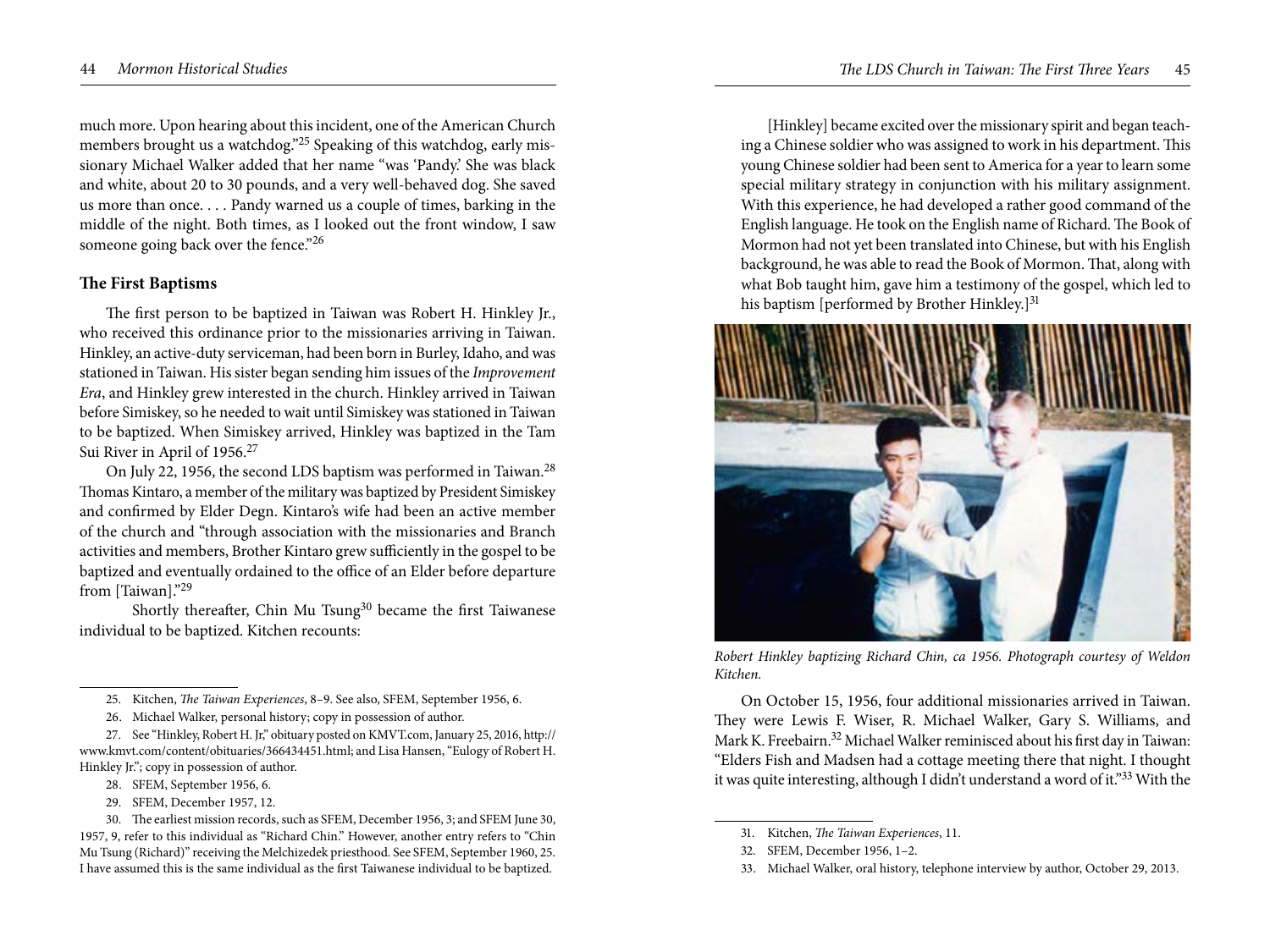much more. Upon hearing about this incident, one of the American Church members brought us a watchdog."[25] Speaking of this watchdog, early missionary Michael Walker added that her name "was 'Pandy.' She was black and white, about 20 to 30 pounds, and a very well-behaved dog. She saved us more than once. . . . Pandy warned us a couple of times, barking in the middle of the night. Both times, as I looked out the front window, I saw someone going back over the fence."[26]

## The First Baptisms

The first person to be baptized in Taiwan was Robert H. Hinkley Jr., who received this ordinance prior to the missionaries arriving in Taiwan. Hinkley, an active-duty serviceman, had been born in Burley, Idaho, and was stationed in Taiwan. His sister began sending him issues of the *Improvement Era*, and Hinkley grew interested in the church. Hinkley arrived in Taiwan before Simiskey, so he needed to wait until Simiskey was stationed in Taiwan to be baptized. When Simiskey arrived, Hinkley was baptized in the Tam Sui River in April of 1956.[27]

On July 22, 1956, the second LDS baptism was performed in Taiwan.[28] Thomas Kintaro, a member of the military was baptized by President Simiskey and confirmed by Elder Degn. Kintaro's wife had been an active member of the church and "through association with the missionaries and Branch activities and members, Brother Kintaro grew sufficiently in the gospel to be baptized and eventually ordained to the office of an Elder before departure from [Taiwan]."[29]

Shortly thereafter, Chin Mu Tsung[30] became the first Taiwanese individual to be baptized. Kitchen recounts:

> [Hinkley] became excited over the missionary spirit and began teaching a Chinese soldier who was assigned to work in his department. This young Chinese soldier had been sent to America for a year to learn some special military strategy in conjunction with his military assignment. With this experience, he had developed a rather good command of the English language. He took on the English name of Richard. The Book of Mormon had not yet been translated into Chinese, but with his English background, he was able to read the Book of Mormon. That, along with what Bob taught him, gave him a testimony of the gospel, which led to his baptism [performed by Brother Hinkley.][31]

*Robert Hinkley baptizing Richard Chin, ca 1956. Photograph courtesy of Weldon Kitchen.*

On October 15, 1956, four additional missionaries arrived in Taiwan. They were Lewis F. Wiser, R. Michael Walker, Gary S. Williams, and Mark K. Freebairn.[32] Michael Walker reminisced about his first day in Taiwan: "Elders Fish and Madsen had a cottage meeting there that night. I thought it was quite interesting, although I didn't understand a word of it."[33] With the

---

25. Kitchen, *The Taiwan Experiences*, 8–9. See also, SFEM, September 1956, 6.

26. Michael Walker, personal history; copy in possession of author.

27. See "Hinkley, Robert H. Jr," obituary posted on KMVT.com, January 25, 2016, http://www.kmvt.com/content/obituaries/366434451.html; and Lisa Hansen, "Eulogy of Robert H. Hinkley Jr."; copy in possession of author.

28. SFEM, September 1956, 6.

29. SFEM, December 1957, 12.

30. The earliest mission records, such as SFEM, December 1956, 3; and SFEM June 30, 1957, 9, refer to this individual as "Richard Chin." However, another entry refers to "Chin Mu Tsung (Richard)" receiving the Melchizedek priesthood. See SFEM, September 1960, 25. I have assumed this is the same individual as the first Taiwanese individual to be baptized.

31. Kitchen, *The Taiwan Experiences*, 11.

32. SFEM, December 1956, 1–2.

33. Michael Walker, oral history, telephone interview by author, October 29, 2013.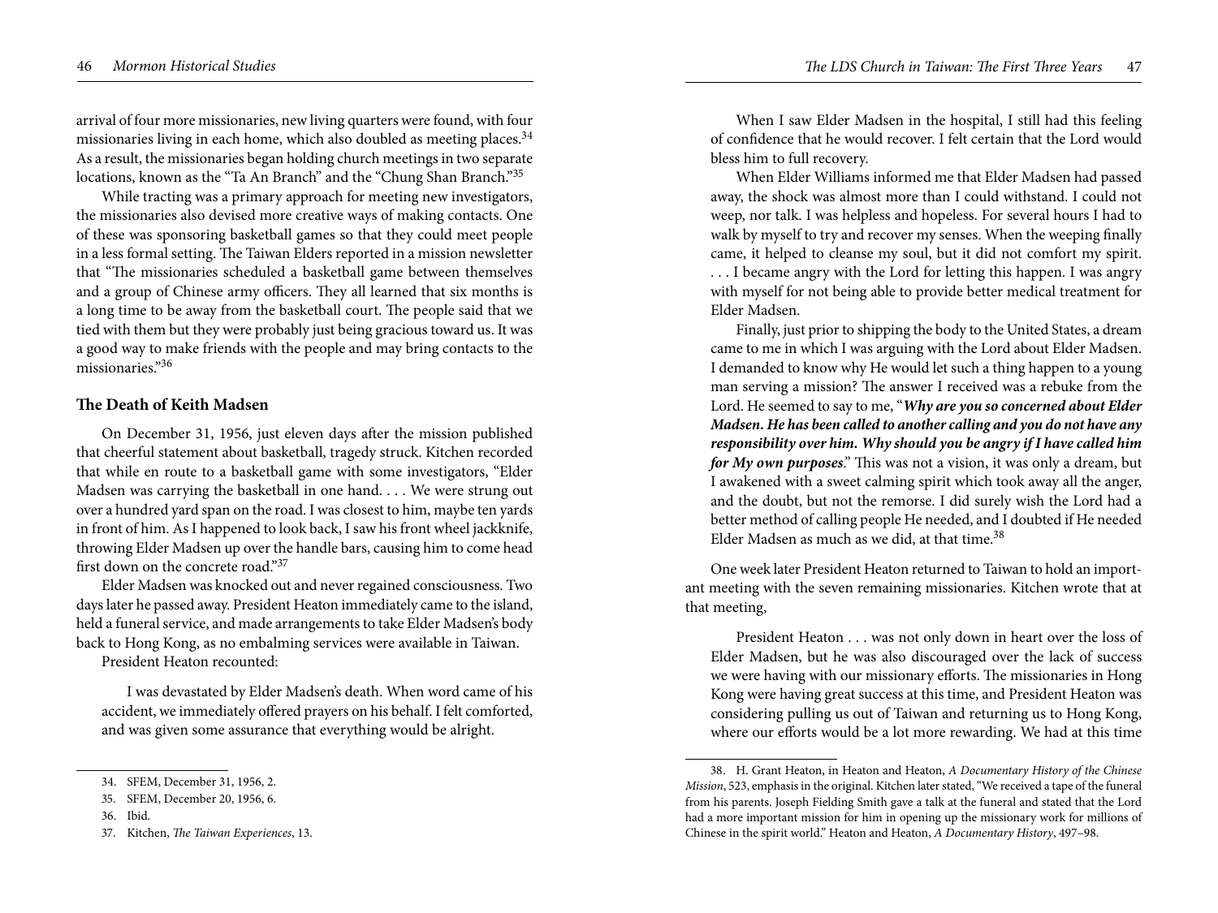arrival of four more missionaries, new living quarters were found, with four missionaries living in each home, which also doubled as meeting places.[34] As a result, the missionaries began holding church meetings in two separate locations, known as the "Ta An Branch" and the "Chung Shan Branch."[35]

While tracting was a primary approach for meeting new investigators, the missionaries also devised more creative ways of making contacts. One of these was sponsoring basketball games so that they could meet people in a less formal setting. The Taiwan Elders reported in a mission newsletter that "The missionaries scheduled a basketball game between themselves and a group of Chinese army officers. They all learned that six months is a long time to be away from the basketball court. The people said that we tied with them but they were probably just being gracious toward us. It was a good way to make friends with the people and may bring contacts to the missionaries."[36]

## The Death of Keith Madsen

On December 31, 1956, just eleven days after the mission published that cheerful statement about basketball, tragedy struck. Kitchen recorded that while en route to a basketball game with some investigators, "Elder Madsen was carrying the basketball in one hand. . . . We were strung out over a hundred yard span on the road. I was closest to him, maybe ten yards in front of him. As I happened to look back, I saw his front wheel jackknife, throwing Elder Madsen up over the handle bars, causing him to come head first down on the concrete road."[37]

Elder Madsen was knocked out and never regained consciousness. Two days later he passed away. President Heaton immediately came to the island, held a funeral service, and made arrangements to take Elder Madsen's body back to Hong Kong, as no embalming services were available in Taiwan.

President Heaton recounted:

> I was devastated by Elder Madsen's death. When word came of his accident, we immediately offered prayers on his behalf. I felt comforted, and was given some assurance that everything would be alright.
>
> When I saw Elder Madsen in the hospital, I still had this feeling of confidence that he would recover. I felt certain that the Lord would bless him to full recovery.
>
> When Elder Williams informed me that Elder Madsen had passed away, the shock was almost more than I could withstand. I could not weep, nor talk. I was helpless and hopeless. For several hours I had to walk by myself to try and recover my senses. When the weeping finally came, it helped to cleanse my soul, but it did not comfort my spirit. . . . I became angry with the Lord for letting this happen. I was angry with myself for not being able to provide better medical treatment for Elder Madsen.
>
> Finally, just prior to shipping the body to the United States, a dream came to me in which I was arguing with the Lord about Elder Madsen. I demanded to know why He would let such a thing happen to a young man serving a mission? The answer I received was a rebuke from the Lord. He seemed to say to me, "***Why are you so concerned about Elder Madsen. He has been called to another calling and you do not have any responsibility over him. Why should you be angry if I have called him for My own purposes***." This was not a vision, it was only a dream, but I awakened with a sweet calming spirit which took away all the anger, and the doubt, but not the remorse. I did surely wish the Lord had a better method of calling people He needed, and I doubted if He needed Elder Madsen as much as we did, at that time.[38]

One week later President Heaton returned to Taiwan to hold an important meeting with the seven remaining missionaries. Kitchen wrote that at that meeting,

> President Heaton . . . was not only down in heart over the loss of Elder Madsen, but he was also discouraged over the lack of success we were having with our missionary efforts. The missionaries in Hong Kong were having great success at this time, and President Heaton was considering pulling us out of Taiwan and returning us to Hong Kong, where our efforts would be a lot more rewarding. We had at this time

---

34. SFEM, December 31, 1956, 2.

35. SFEM, December 20, 1956, 6.

36. Ibid.

37. Kitchen, *The Taiwan Experiences*, 13.

38. H. Grant Heaton, in Heaton and Heaton, *A Documentary History of the Chinese Mission*, 523, emphasis in the original. Kitchen later stated, "We received a tape of the funeral from his parents. Joseph Fielding Smith gave a talk at the funeral and stated that the Lord had a more important mission for him in opening up the missionary work for millions of Chinese in the spirit world." Heaton and Heaton, *A Documentary History*, 497–98.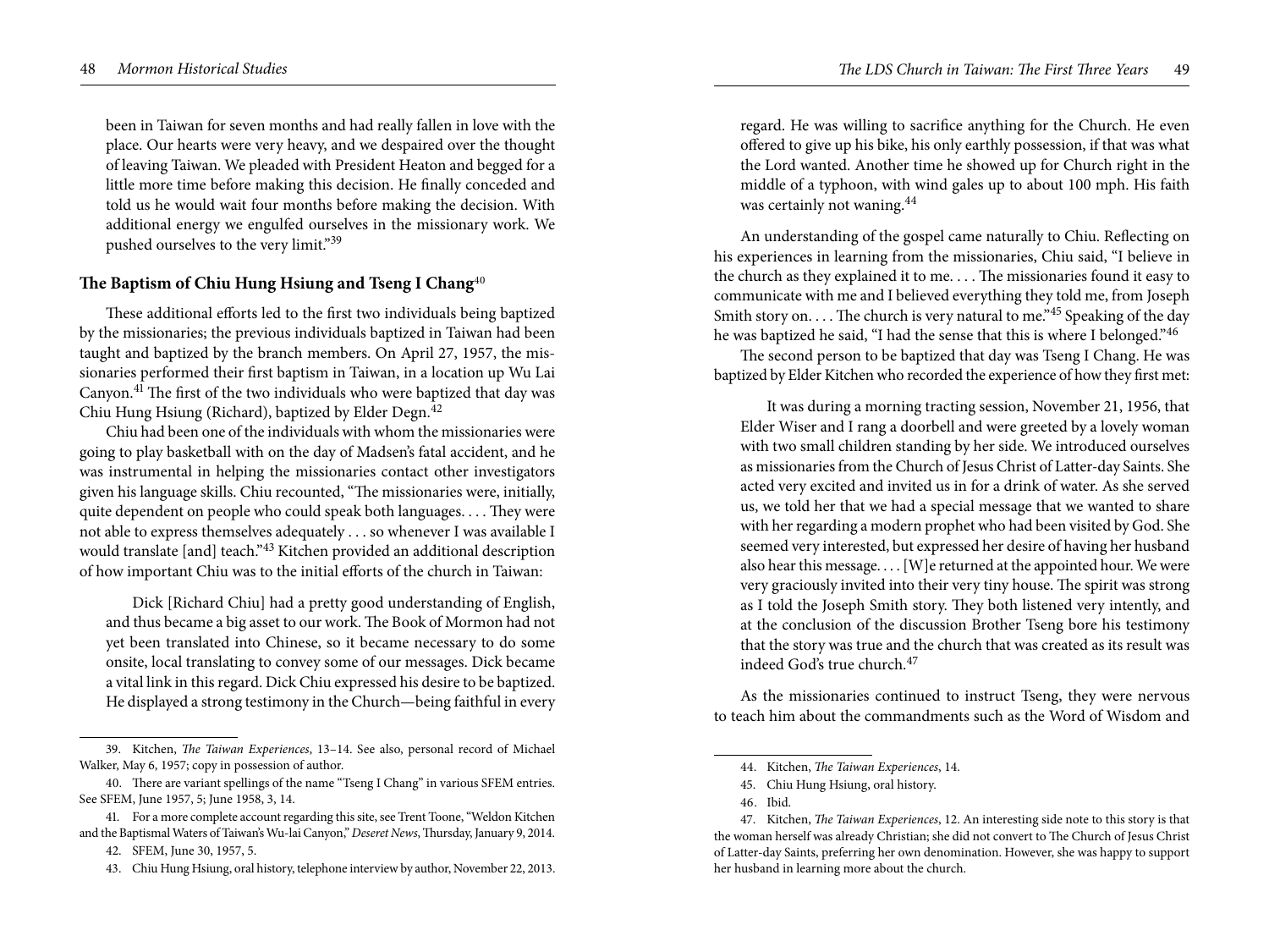been in Taiwan for seven months and had really fallen in love with the place. Our hearts were very heavy, and we despaired over the thought of leaving Taiwan. We pleaded with President Heaton and begged for a little more time before making this decision. He finally conceded and told us he would wait four months before making the decision. With additional energy we engulfed ourselves in the missionary work. We pushed ourselves to the very limit."[39]

## The Baptism of Chiu Hung Hsiung and Tseng I Chang[40]

These additional efforts led to the first two individuals being baptized by the missionaries; the previous individuals baptized in Taiwan had been taught and baptized by the branch members. On April 27, 1957, the missionaries performed their first baptism in Taiwan, in a location up Wu Lai Canyon.[41] The first of the two individuals who were baptized that day was Chiu Hung Hsiung (Richard), baptized by Elder Degn.[42]

Chiu had been one of the individuals with whom the missionaries were going to play basketball with on the day of Madsen's fatal accident, and he was instrumental in helping the missionaries contact other investigators given his language skills. Chiu recounted, "The missionaries were, initially, quite dependent on people who could speak both languages. . . . They were not able to express themselves adequately . . . so whenever I was available I would translate [and] teach."[43] Kitchen provided an additional description of how important Chiu was to the initial efforts of the church in Taiwan:

> Dick [Richard Chiu] had a pretty good understanding of English, and thus became a big asset to our work. The Book of Mormon had not yet been translated into Chinese, so it became necessary to do some onsite, local translating to convey some of our messages. Dick became a vital link in this regard. Dick Chiu expressed his desire to be baptized. He displayed a strong testimony in the Church—being faithful in every regard. He was willing to sacrifice anything for the Church. He even offered to give up his bike, his only earthly possession, if that was what the Lord wanted. Another time he showed up for Church right in the middle of a typhoon, with wind gales up to about 100 mph. His faith was certainly not waning.[44]

An understanding of the gospel came naturally to Chiu. Reflecting on his experiences in learning from the missionaries, Chiu said, "I believe in the church as they explained it to me. . . . The missionaries found it easy to communicate with me and I believed everything they told me, from Joseph Smith story on. . . . The church is very natural to me."[45] Speaking of the day he was baptized he said, "I had the sense that this is where I belonged."[46]

The second person to be baptized that day was Tseng I Chang. He was baptized by Elder Kitchen who recorded the experience of how they first met:

> It was during a morning tracting session, November 21, 1956, that Elder Wiser and I rang a doorbell and were greeted by a lovely woman with two small children standing by her side. We introduced ourselves as missionaries from the Church of Jesus Christ of Latter-day Saints. She acted very excited and invited us in for a drink of water. As she served us, we told her that we had a special message that we wanted to share with her regarding a modern prophet who had been visited by God. She seemed very interested, but expressed her desire of having her husband also hear this message. . . . [W]e returned at the appointed hour. We were very graciously invited into their very tiny house. The spirit was strong as I told the Joseph Smith story. They both listened very intently, and at the conclusion of the discussion Brother Tseng bore his testimony that the story was true and the church that was created as its result was indeed God's true church.[47]

As the missionaries continued to instruct Tseng, they were nervous to teach him about the commandments such as the Word of Wisdom and

---

39. Kitchen, *The Taiwan Experiences*, 13–14. See also, personal record of Michael Walker, May 6, 1957; copy in possession of author.

40. There are variant spellings of the name "Tseng I Chang" in various SFEM entries. See SFEM, June 1957, 5; June 1958, 3, 14.

41. For a more complete account regarding this site, see Trent Toone, "Weldon Kitchen and the Baptismal Waters of Taiwan's Wu-lai Canyon," *Deseret News*, Thursday, January 9, 2014.

42. SFEM, June 30, 1957, 5.

43. Chiu Hung Hsiung, oral history, telephone interview by author, November 22, 2013.

44. Kitchen, *The Taiwan Experiences*, 14.

45. Chiu Hung Hsiung, oral history.

46. Ibid.

47. Kitchen, *The Taiwan Experiences*, 12. An interesting side note to this story is that the woman herself was already Christian; she did not convert to The Church of Jesus Christ of Latter-day Saints, preferring her own denomination. However, she was happy to support her husband in learning more about the church.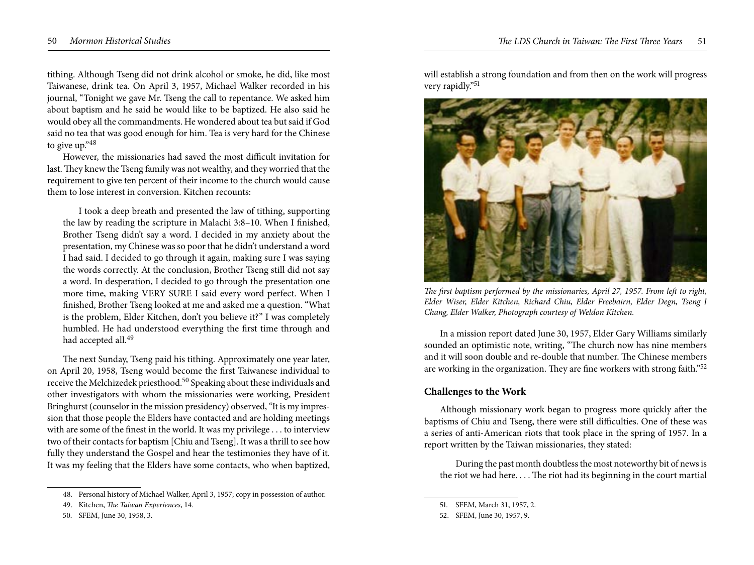tithing. Although Tseng did not drink alcohol or smoke, he did, like most Taiwanese, drink tea. On April 3, 1957, Michael Walker recorded in his journal, "Tonight we gave Mr. Tseng the call to repentance. We asked him about baptism and he said he would like to be baptized. He also said he would obey all the commandments. He wondered about tea but said if God said no tea that was good enough for him. Tea is very hard for the Chinese to give up."[48]

However, the missionaries had saved the most difficult invitation for last. They knew the Tseng family was not wealthy, and they worried that the requirement to give ten percent of their income to the church would cause them to lose interest in conversion. Kitchen recounts:

> I took a deep breath and presented the law of tithing, supporting the law by reading the scripture in Malachi 3:8–10. When I finished, Brother Tseng didn't say a word. I decided in my anxiety about the presentation, my Chinese was so poor that he didn't understand a word I had said. I decided to go through it again, making sure I was saying the words correctly. At the conclusion, Brother Tseng still did not say a word. In desperation, I decided to go through the presentation one more time, making VERY SURE I said every word perfect. When I finished, Brother Tseng looked at me and asked me a question. "What is the problem, Elder Kitchen, don't you believe it?" I was completely humbled. He had understood everything the first time through and had accepted all.[49]

The next Sunday, Tseng paid his tithing. Approximately one year later, on April 20, 1958, Tseng would become the first Taiwanese individual to receive the Melchizedek priesthood.[50] Speaking about these individuals and other investigators with whom the missionaries were working, President Bringhurst (counselor in the mission presidency) observed, "It is my impression that those people the Elders have contacted and are holding meetings with are some of the finest in the world. It was my privilege . . . to interview two of their contacts for baptism [Chiu and Tseng]. It was a thrill to see how fully they understand the Gospel and hear the testimonies they have of it. It was my feeling that the Elders have some contacts, who when baptized, will establish a strong foundation and from then on the work will progress very rapidly."[51]

*The first baptism performed by the missionaries, April 27, 1957. From left to right, Elder Wiser, Elder Kitchen, Richard Chiu, Elder Freebairn, Elder Degn, Tseng I Chang, Elder Walker, Photograph courtesy of Weldon Kitchen.*

In a mission report dated June 30, 1957, Elder Gary Williams similarly sounded an optimistic note, writing, "The church now has nine members and it will soon double and re-double that number. The Chinese members are working in the organization. They are fine workers with strong faith."[52]

### Challenges to the Work

Although missionary work began to progress more quickly after the baptisms of Chiu and Tseng, there were still difficulties. One of these was a series of anti-American riots that took place in the spring of 1957. In a report written by the Taiwan missionaries, they stated:

> During the past month doubtless the most noteworthy bit of news is the riot we had here. . . . The riot had its beginning in the court martial

---

48. Personal history of Michael Walker, April 3, 1957; copy in possession of author.

49. Kitchen, *The Taiwan Experiences*, 14.

50. SFEM, June 30, 1958, 3.

51. SFEM, March 31, 1957, 2.

52. SFEM, June 30, 1957, 9.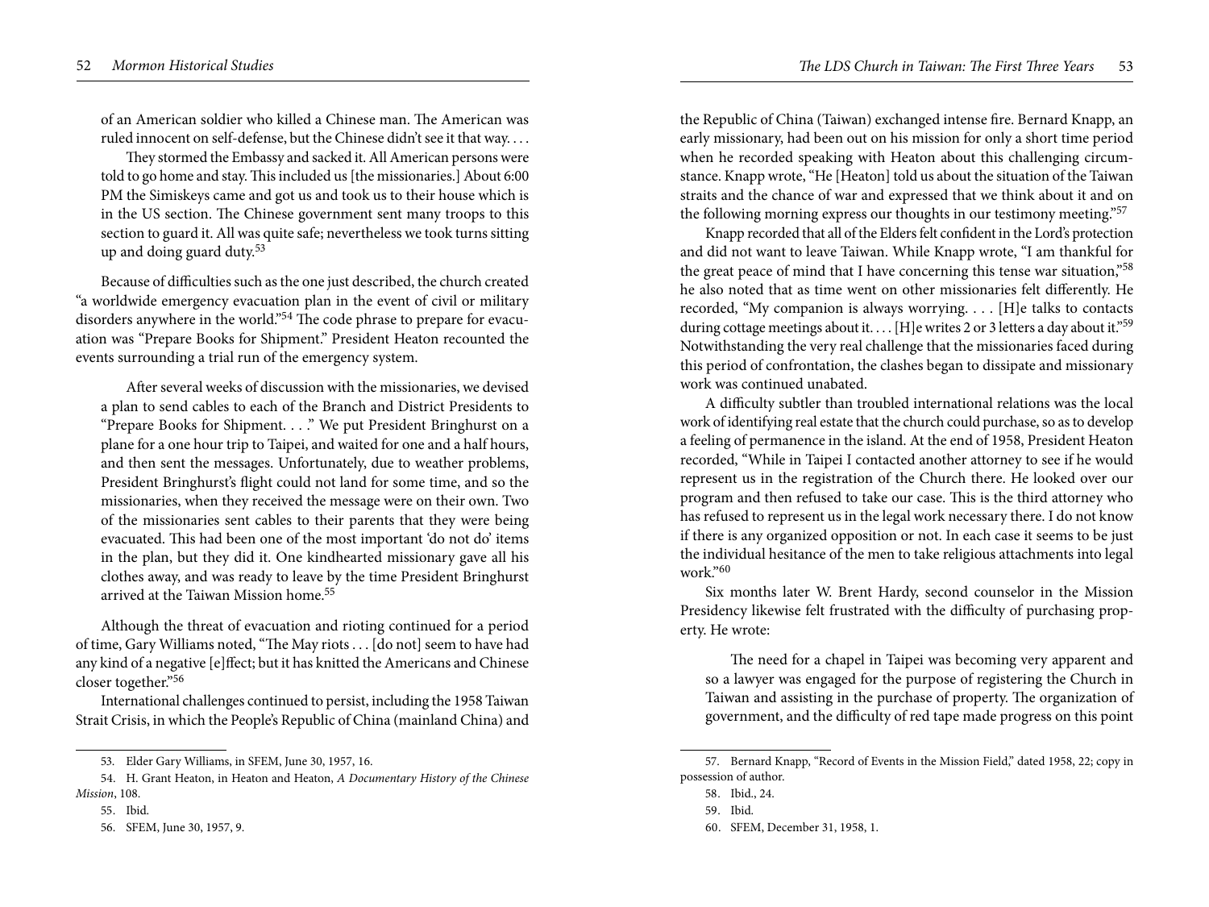of an American soldier who killed a Chinese man. The American was ruled innocent on self-defense, but the Chinese didn't see it that way. . . .

They stormed the Embassy and sacked it. All American persons were told to go home and stay. This included us [the missionaries.] About 6:00 PM the Simiskeys came and got us and took us to their house which is in the US section. The Chinese government sent many troops to this section to guard it. All was quite safe; nevertheless we took turns sitting up and doing guard duty.[53]

Because of difficulties such as the one just described, the church created "a worldwide emergency evacuation plan in the event of civil or military disorders anywhere in the world."[54] The code phrase to prepare for evacuation was "Prepare Books for Shipment." President Heaton recounted the events surrounding a trial run of the emergency system.

> After several weeks of discussion with the missionaries, we devised a plan to send cables to each of the Branch and District Presidents to "Prepare Books for Shipment. . . ." We put President Bringhurst on a plane for a one hour trip to Taipei, and waited for one and a half hours, and then sent the messages. Unfortunately, due to weather problems, President Bringhurst's flight could not land for some time, and so the missionaries, when they received the message were on their own. Two of the missionaries sent cables to their parents that they were being evacuated. This had been one of the most important 'do not do' items in the plan, but they did it. One kindhearted missionary gave all his clothes away, and was ready to leave by the time President Bringhurst arrived at the Taiwan Mission home.[55]

Although the threat of evacuation and rioting continued for a period of time, Gary Williams noted, "The May riots . . . [do not] seem to have had any kind of a negative [e]ffect; but it has knitted the Americans and Chinese closer together."[56]

International challenges continued to persist, including the 1958 Taiwan Strait Crisis, in which the People's Republic of China (mainland China) and the Republic of China (Taiwan) exchanged intense fire. Bernard Knapp, an early missionary, had been out on his mission for only a short time period when he recorded speaking with Heaton about this challenging circumstance. Knapp wrote, "He [Heaton] told us about the situation of the Taiwan straits and the chance of war and expressed that we think about it and on the following morning express our thoughts in our testimony meeting."[57]

Knapp recorded that all of the Elders felt confident in the Lord's protection and did not want to leave Taiwan. While Knapp wrote, "I am thankful for the great peace of mind that I have concerning this tense war situation,"[58] he also noted that as time went on other missionaries felt differently. He recorded, "My companion is always worrying. . . . [H]e talks to contacts during cottage meetings about it. . . . [H]e writes 2 or 3 letters a day about it."[59] Notwithstanding the very real challenge that the missionaries faced during this period of confrontation, the clashes began to dissipate and missionary work was continued unabated.

A difficulty subtler than troubled international relations was the local work of identifying real estate that the church could purchase, so as to develop a feeling of permanence in the island. At the end of 1958, President Heaton recorded, "While in Taipei I contacted another attorney to see if he would represent us in the registration of the Church there. He looked over our program and then refused to take our case. This is the third attorney who has refused to represent us in the legal work necessary there. I do not know if there is any organized opposition or not. In each case it seems to be just the individual hesitance of the men to take religious attachments into legal work."[60]

Six months later W. Brent Hardy, second counselor in the Mission Presidency likewise felt frustrated with the difficulty of purchasing property. He wrote:

> The need for a chapel in Taipei was becoming very apparent and so a lawyer was engaged for the purpose of registering the Church in Taiwan and assisting in the purchase of property. The organization of government, and the difficulty of red tape made progress on this point

---

53. Elder Gary Williams, in SFEM, June 30, 1957, 16.

54. H. Grant Heaton, in Heaton and Heaton, *A Documentary History of the Chinese Mission*, 108.

55. Ibid.

56. SFEM, June 30, 1957, 9.

57. Bernard Knapp, "Record of Events in the Mission Field," dated 1958, 22; copy in possession of author.

58. Ibid., 24.

59. Ibid.

60. SFEM, December 31, 1958, 1.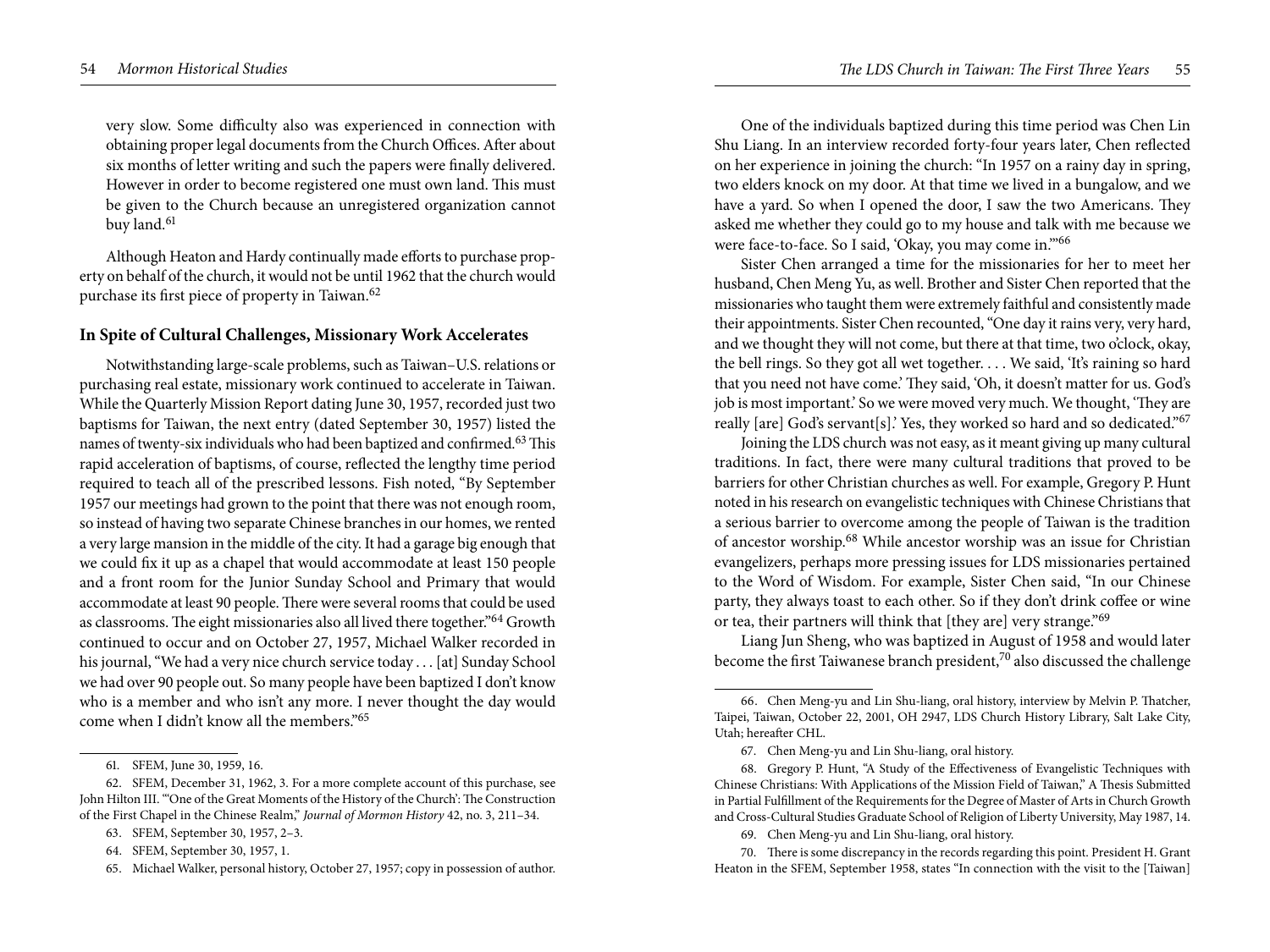very slow. Some difficulty also was experienced in connection with obtaining proper legal documents from the Church Offices. After about six months of letter writing and such the papers were finally delivered. However in order to become registered one must own land. This must be given to the Church because an unregistered organization cannot buy land.[61]

Although Heaton and Hardy continually made efforts to purchase property on behalf of the church, it would not be until 1962 that the church would purchase its first piece of property in Taiwan.[62]

**In Spite of Cultural Challenges, Missionary Work Accelerates**

Notwithstanding large-scale problems, such as Taiwan–U.S. relations or purchasing real estate, missionary work continued to accelerate in Taiwan. While the Quarterly Mission Report dating June 30, 1957, recorded just two baptisms for Taiwan, the next entry (dated September 30, 1957) listed the names of twenty-six individuals who had been baptized and confirmed.[63] This rapid acceleration of baptisms, of course, reflected the lengthy time period required to teach all of the prescribed lessons. Fish noted, "By September 1957 our meetings had grown to the point that there was not enough room, so instead of having two separate Chinese branches in our homes, we rented a very large mansion in the middle of the city. It had a garage big enough that we could fix it up as a chapel that would accommodate at least 150 people and a front room for the Junior Sunday School and Primary that would accommodate at least 90 people. There were several rooms that could be used as classrooms. The eight missionaries also all lived there together."[64] Growth continued to occur and on October 27, 1957, Michael Walker recorded in his journal, "We had a very nice church service today . . . [at] Sunday School we had over 90 people out. So many people have been baptized I don't know who is a member and who isn't any more. I never thought the day would come when I didn't know all the members."[65]

One of the individuals baptized during this time period was Chen Lin Shu Liang. In an interview recorded forty-four years later, Chen reflected on her experience in joining the church: "In 1957 on a rainy day in spring, two elders knock on my door. At that time we lived in a bungalow, and we have a yard. So when I opened the door, I saw the two Americans. They asked me whether they could go to my house and talk with me because we were face-to-face. So I said, 'Okay, you may come in.'"[66]

Sister Chen arranged a time for the missionaries for her to meet her husband, Chen Meng Yu, as well. Brother and Sister Chen reported that the missionaries who taught them were extremely faithful and consistently made their appointments. Sister Chen recounted, "One day it rains very, very hard, and we thought they will not come, but there at that time, two o'clock, okay, the bell rings. So they got all wet together. . . . We said, 'It's raining so hard that you need not have come.' They said, 'Oh, it doesn't matter for us. God's job is most important.' So we were moved very much. We thought, 'They are really [are] God's servant[s].' Yes, they worked so hard and so dedicated."[67]

Joining the LDS church was not easy, as it meant giving up many cultural traditions. In fact, there were many cultural traditions that proved to be barriers for other Christian churches as well. For example, Gregory P. Hunt noted in his research on evangelistic techniques with Chinese Christians that a serious barrier to overcome among the people of Taiwan is the tradition of ancestor worship.[68] While ancestor worship was an issue for Christian evangelizers, perhaps more pressing issues for LDS missionaries pertained to the Word of Wisdom. For example, Sister Chen said, "In our Chinese party, they always toast to each other. So if they don't drink coffee or wine or tea, their partners will think that [they are] very strange."[69]

Liang Jun Sheng, who was baptized in August of 1958 and would later become the first Taiwanese branch president,[70] also discussed the challenge

---

61. SFEM, June 30, 1959, 16.

62. SFEM, December 31, 1962, 3. For a more complete account of this purchase, see John Hilton III. "'One of the Great Moments of the History of the Church': The Construction of the First Chapel in the Chinese Realm," *Journal of Mormon History* 42, no. 3, 211–34.

63. SFEM, September 30, 1957, 2–3.

64. SFEM, September 30, 1957, 1.

65. Michael Walker, personal history, October 27, 1957; copy in possession of author.

66. Chen Meng-yu and Lin Shu-liang, oral history, interview by Melvin P. Thatcher, Taipei, Taiwan, October 22, 2001, OH 2947, LDS Church History Library, Salt Lake City, Utah; hereafter CHL.

67. Chen Meng-yu and Lin Shu-liang, oral history.

68. Gregory P. Hunt, "A Study of the Effectiveness of Evangelistic Techniques with Chinese Christians: With Applications of the Mission Field of Taiwan," A Thesis Submitted in Partial Fulfillment of the Requirements for the Degree of Master of Arts in Church Growth and Cross-Cultural Studies Graduate School of Religion of Liberty University, May 1987, 14.

69. Chen Meng-yu and Lin Shu-liang, oral history.

70. There is some discrepancy in the records regarding this point. President H. Grant Heaton in the SFEM, September 1958, states "In connection with the visit to the [Taiwan]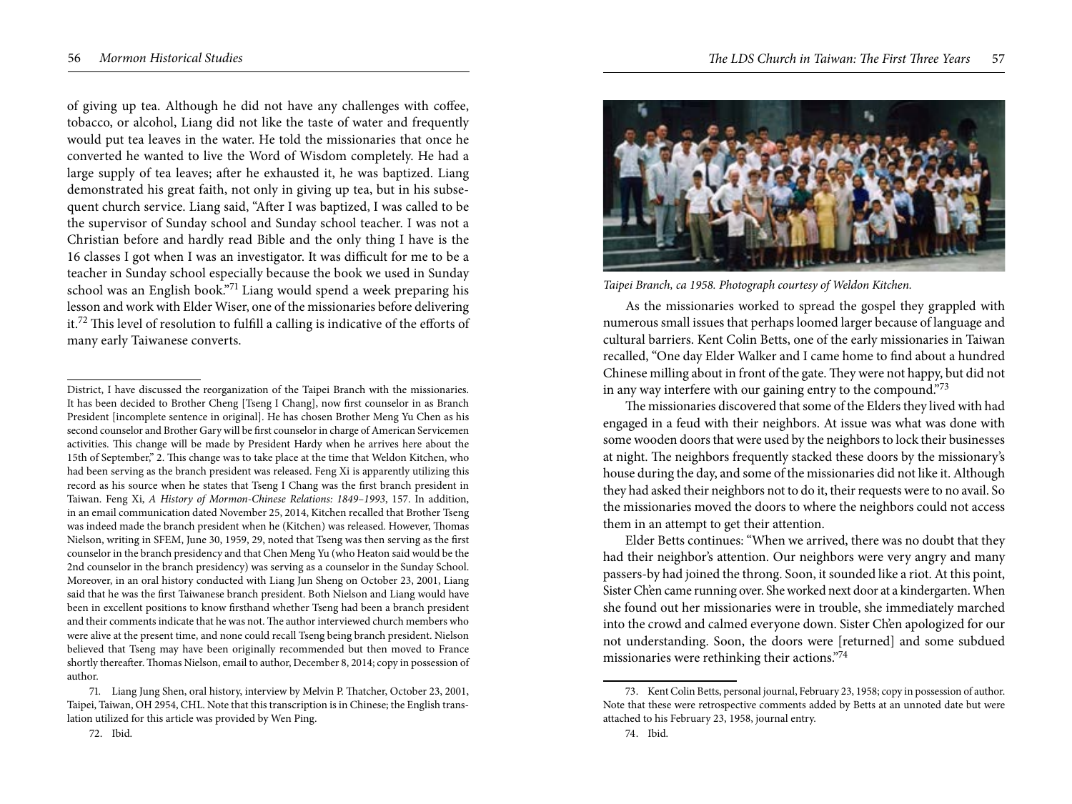of giving up tea. Although he did not have any challenges with coffee, tobacco, or alcohol, Liang did not like the taste of water and frequently would put tea leaves in the water. He told the missionaries that once he converted he wanted to live the Word of Wisdom completely. He had a large supply of tea leaves; after he exhausted it, he was baptized. Liang demonstrated his great faith, not only in giving up tea, but in his subsequent church service. Liang said, "After I was baptized, I was called to be the supervisor of Sunday school and Sunday school teacher. I was not a Christian before and hardly read Bible and the only thing I have is the 16 classes I got when I was an investigator. It was difficult for me to be a teacher in Sunday school especially because the book we used in Sunday school was an English book."[71] Liang would spend a week preparing his lesson and work with Elder Wiser, one of the missionaries before delivering it.[72] This level of resolution to fulfill a calling is indicative of the efforts of many early Taiwanese converts.

District, I have discussed the reorganization of the Taipei Branch with the missionaries. It has been decided to Brother Cheng [Tseng I Chang], now first counselor in as Branch President [incomplete sentence in original]. He has chosen Brother Meng Yu Chen as his second counselor and Brother Gary will be first counselor in charge of American Servicemen activities. This change will be made by President Hardy when he arrives here about the 15th of September," 2. This change was to take place at the time that Weldon Kitchen, who had been serving as the branch president was released. Feng Xi is apparently utilizing this record as his source when he states that Tseng I Chang was the first branch president in Taiwan. Feng Xi, *A History of Mormon-Chinese Relations: 1849–1993*, 157. In addition, in an email communication dated November 25, 2014, Kitchen recalled that Brother Tseng was indeed made the branch president when he (Kitchen) was released. However, Thomas Nielson, writing in SFEM, June 30, 1959, 29, noted that Tseng was then serving as the first counselor in the branch presidency and that Chen Meng Yu (who Heaton said would be the 2nd counselor in the branch presidency) was serving as a counselor in the Sunday School. Moreover, in an oral history conducted with Liang Jun Sheng on October 23, 2001, Liang said that he was the first Taiwanese branch president. Both Nielson and Liang would have been in excellent positions to know firsthand whether Tseng had been a branch president and their comments indicate that he was not. The author interviewed church members who were alive at the present time, and none could recall Tseng being branch president. Nielson believed that Tseng may have been originally recommended but then moved to France shortly thereafter. Thomas Nielson, email to author, December 8, 2014; copy in possession of author.

71. Liang Jung Shen, oral history, interview by Melvin P. Thatcher, October 23, 2001, Taipei, Taiwan, OH 2954, CHL. Note that this transcription is in Chinese; the English translation utilized for this article was provided by Wen Ping.

72. Ibid.

*Taipei Branch, ca 1958. Photograph courtesy of Weldon Kitchen.*

As the missionaries worked to spread the gospel they grappled with numerous small issues that perhaps loomed larger because of language and cultural barriers. Kent Colin Betts, one of the early missionaries in Taiwan recalled, "One day Elder Walker and I came home to find about a hundred Chinese milling about in front of the gate. They were not happy, but did not in any way interfere with our gaining entry to the compound."[73]

The missionaries discovered that some of the Elders they lived with had engaged in a feud with their neighbors. At issue was what was done with some wooden doors that were used by the neighbors to lock their businesses at night. The neighbors frequently stacked these doors by the missionary's house during the day, and some of the missionaries did not like it. Although they had asked their neighbors not to do it, their requests were to no avail. So the missionaries moved the doors to where the neighbors could not access them in an attempt to get their attention.

Elder Betts continues: "When we arrived, there was no doubt that they had their neighbor's attention. Our neighbors were very angry and many passers-by had joined the throng. Soon, it sounded like a riot. At this point, Sister Ch'en came running over. She worked next door at a kindergarten. When she found out her missionaries were in trouble, she immediately marched into the crowd and calmed everyone down. Sister Ch'en apologized for our not understanding. Soon, the doors were [returned] and some subdued missionaries were rethinking their actions."[74]

73. Kent Colin Betts, personal journal, February 23, 1958; copy in possession of author. Note that these were retrospective comments added by Betts at an unnoted date but were attached to his February 23, 1958, journal entry.

74. Ibid.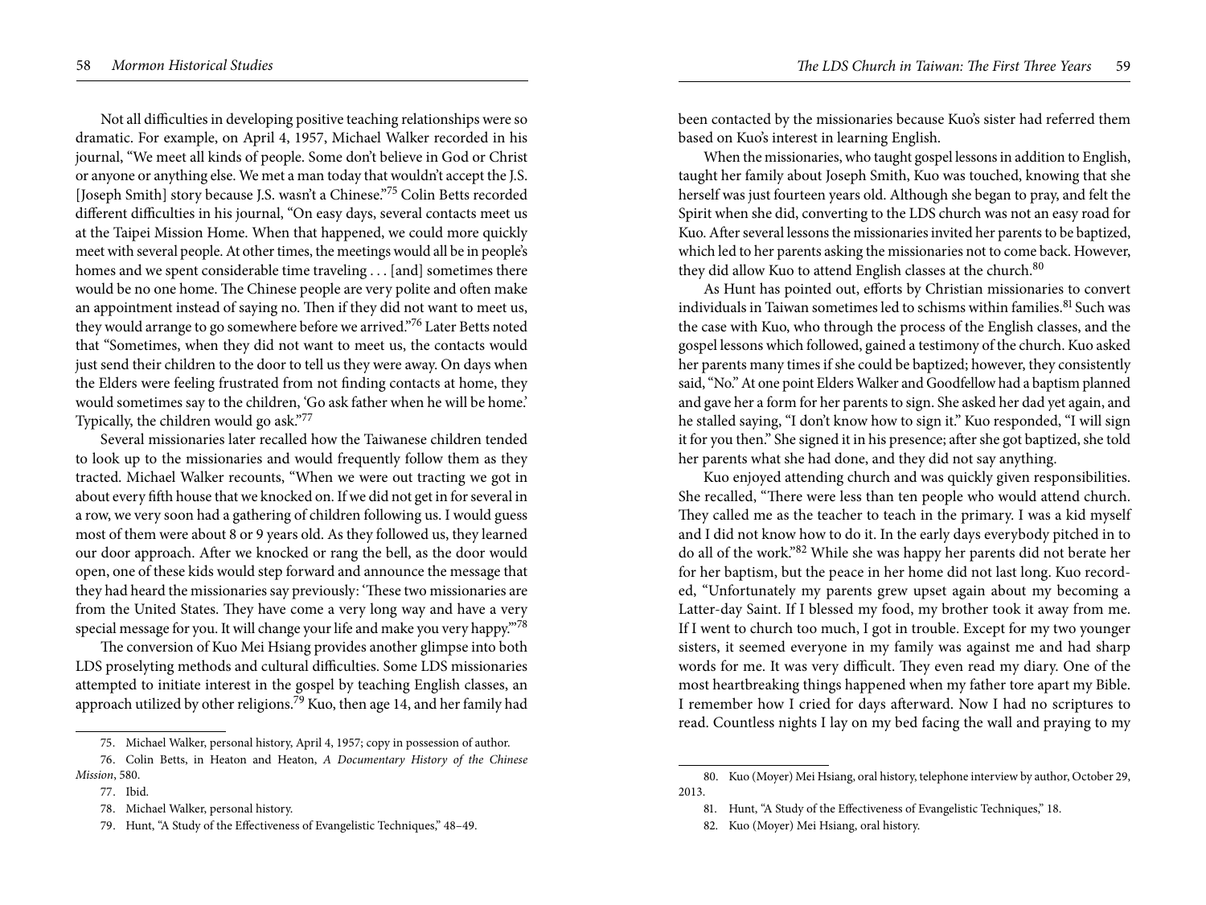Not all difficulties in developing positive teaching relationships were so dramatic. For example, on April 4, 1957, Michael Walker recorded in his journal, "We meet all kinds of people. Some don't believe in God or Christ or anyone or anything else. We met a man today that wouldn't accept the J.S. [Joseph Smith] story because J.S. wasn't a Chinese."[75] Colin Betts recorded different difficulties in his journal, "On easy days, several contacts meet us at the Taipei Mission Home. When that happened, we could more quickly meet with several people. At other times, the meetings would all be in people's homes and we spent considerable time traveling . . . [and] sometimes there would be no one home. The Chinese people are very polite and often make an appointment instead of saying no. Then if they did not want to meet us, they would arrange to go somewhere before we arrived."[76] Later Betts noted that "Sometimes, when they did not want to meet us, the contacts would just send their children to the door to tell us they were away. On days when the Elders were feeling frustrated from not finding contacts at home, they would sometimes say to the children, 'Go ask father when he will be home.' Typically, the children would go ask."[77]

Several missionaries later recalled how the Taiwanese children tended to look up to the missionaries and would frequently follow them as they tracted. Michael Walker recounts, "When we were out tracting we got in about every fifth house that we knocked on. If we did not get in for several in a row, we very soon had a gathering of children following us. I would guess most of them were about 8 or 9 years old. As they followed us, they learned our door approach. After we knocked or rang the bell, as the door would open, one of these kids would step forward and announce the message that they had heard the missionaries say previously: 'These two missionaries are from the United States. They have come a very long way and have a very special message for you. It will change your life and make you very happy.'"[78]

The conversion of Kuo Mei Hsiang provides another glimpse into both LDS proselyting methods and cultural difficulties. Some LDS missionaries attempted to initiate interest in the gospel by teaching English classes, an approach utilized by other religions.[79] Kuo, then age 14, and her family had been contacted by the missionaries because Kuo's sister had referred them based on Kuo's interest in learning English.

When the missionaries, who taught gospel lessons in addition to English, taught her family about Joseph Smith, Kuo was touched, knowing that she herself was just fourteen years old. Although she began to pray, and felt the Spirit when she did, converting to the LDS church was not an easy road for Kuo. After several lessons the missionaries invited her parents to be baptized, which led to her parents asking the missionaries not to come back. However, they did allow Kuo to attend English classes at the church.[80]

As Hunt has pointed out, efforts by Christian missionaries to convert individuals in Taiwan sometimes led to schisms within families.[81] Such was the case with Kuo, who through the process of the English classes, and the gospel lessons which followed, gained a testimony of the church. Kuo asked her parents many times if she could be baptized; however, they consistently said, "No." At one point Elders Walker and Goodfellow had a baptism planned and gave her a form for her parents to sign. She asked her dad yet again, and he stalled saying, "I don't know how to sign it." Kuo responded, "I will sign it for you then." She signed it in his presence; after she got baptized, she told her parents what she had done, and they did not say anything.

Kuo enjoyed attending church and was quickly given responsibilities. She recalled, "There were less than ten people who would attend church. They called me as the teacher to teach in the primary. I was a kid myself and I did not know how to do it. In the early days everybody pitched in to do all of the work."[82] While she was happy her parents did not berate her for her baptism, but the peace in her home did not last long. Kuo recorded, "Unfortunately my parents grew upset again about my becoming a Latter-day Saint. If I blessed my food, my brother took it away from me. If I went to church too much, I got in trouble. Except for my two younger sisters, it seemed everyone in my family was against me and had sharp words for me. It was very difficult. They even read my diary. One of the most heartbreaking things happened when my father tore apart my Bible. I remember how I cried for days afterward. Now I had no scriptures to read. Countless nights I lay on my bed facing the wall and praying to my

75. Michael Walker, personal history, April 4, 1957; copy in possession of author.

76. Colin Betts, in Heaton and Heaton, *A Documentary History of the Chinese Mission*, 580.

77. Ibid.

78. Michael Walker, personal history.

79. Hunt, "A Study of the Effectiveness of Evangelistic Techniques," 48–49.

80. Kuo (Moyer) Mei Hsiang, oral history, telephone interview by author, October 29, 2013.

81. Hunt, "A Study of the Effectiveness of Evangelistic Techniques," 18.

82. Kuo (Moyer) Mei Hsiang, oral history.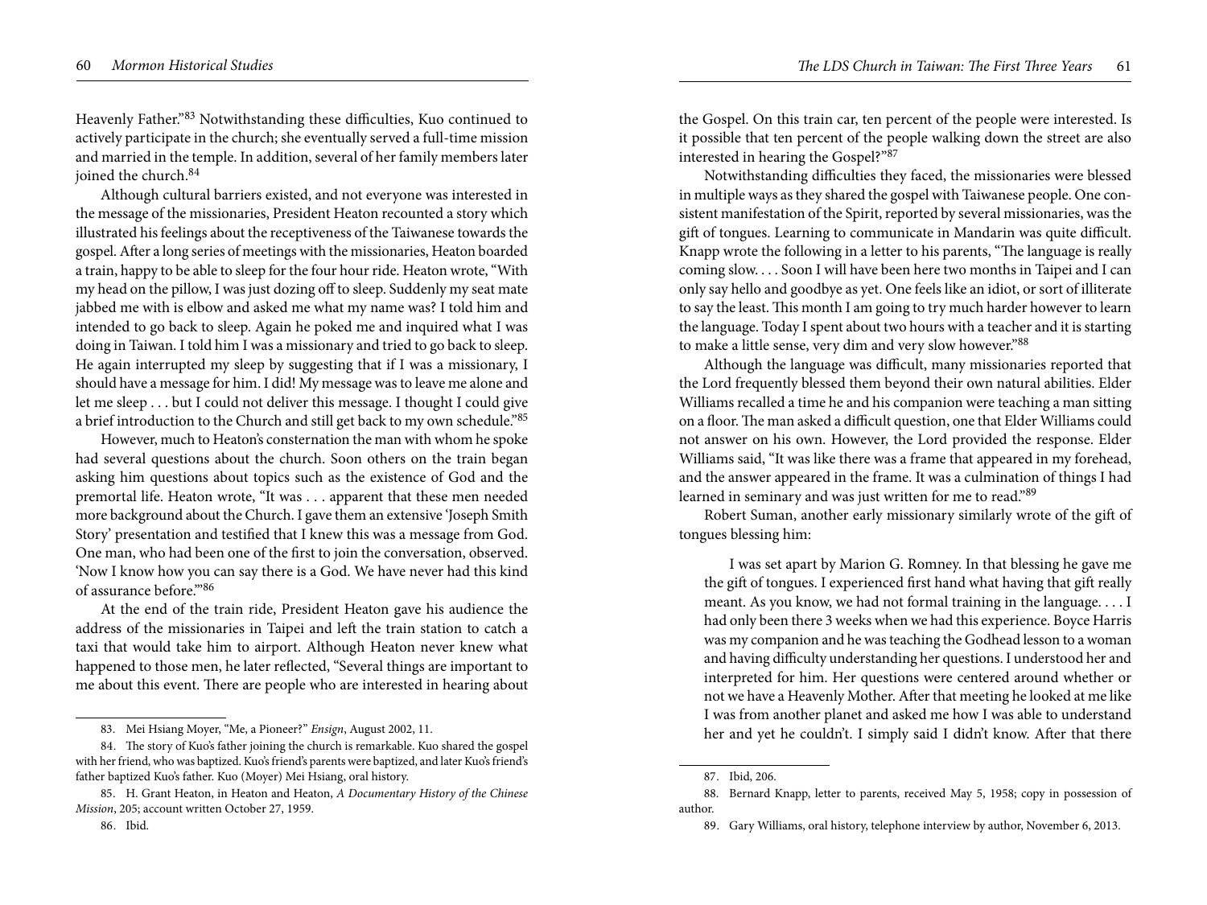Heavenly Father."[83] Notwithstanding these difficulties, Kuo continued to actively participate in the church; she eventually served a full-time mission and married in the temple. In addition, several of her family members later joined the church.[84]

Although cultural barriers existed, and not everyone was interested in the message of the missionaries, President Heaton recounted a story which illustrated his feelings about the receptiveness of the Taiwanese towards the gospel. After a long series of meetings with the missionaries, Heaton boarded a train, happy to be able to sleep for the four hour ride. Heaton wrote, "With my head on the pillow, I was just dozing off to sleep. Suddenly my seat mate jabbed me with is elbow and asked me what my name was? I told him and intended to go back to sleep. Again he poked me and inquired what I was doing in Taiwan. I told him I was a missionary and tried to go back to sleep. He again interrupted my sleep by suggesting that if I was a missionary, I should have a message for him. I did! My message was to leave me alone and let me sleep . . . but I could not deliver this message. I thought I could give a brief introduction to the Church and still get back to my own schedule."[85]

However, much to Heaton's consternation the man with whom he spoke had several questions about the church. Soon others on the train began asking him questions about topics such as the existence of God and the premortal life. Heaton wrote, "It was . . . apparent that these men needed more background about the Church. I gave them an extensive 'Joseph Smith Story' presentation and testified that I knew this was a message from God. One man, who had been one of the first to join the conversation, observed. 'Now I know how you can say there is a God. We have never had this kind of assurance before.'"[86]

At the end of the train ride, President Heaton gave his audience the address of the missionaries in Taipei and left the train station to catch a taxi that would take him to airport. Although Heaton never knew what happened to those men, he later reflected, "Several things are important to me about this event. There are people who are interested in hearing about the Gospel. On this train car, ten percent of the people were interested. Is it possible that ten percent of the people walking down the street are also interested in hearing the Gospel?"[87]

Notwithstanding difficulties they faced, the missionaries were blessed in multiple ways as they shared the gospel with Taiwanese people. One consistent manifestation of the Spirit, reported by several missionaries, was the gift of tongues. Learning to communicate in Mandarin was quite difficult. Knapp wrote the following in a letter to his parents, "The language is really coming slow. . . . Soon I will have been here two months in Taipei and I can only say hello and goodbye as yet. One feels like an idiot, or sort of illiterate to say the least. This month I am going to try much harder however to learn the language. Today I spent about two hours with a teacher and it is starting to make a little sense, very dim and very slow however."[88]

Although the language was difficult, many missionaries reported that the Lord frequently blessed them beyond their own natural abilities. Elder Williams recalled a time he and his companion were teaching a man sitting on a floor. The man asked a difficult question, one that Elder Williams could not answer on his own. However, the Lord provided the response. Elder Williams said, "It was like there was a frame that appeared in my forehead, and the answer appeared in the frame. It was a culmination of things I had learned in seminary and was just written for me to read."[89]

Robert Suman, another early missionary similarly wrote of the gift of tongues blessing him:

> I was set apart by Marion G. Romney. In that blessing he gave me the gift of tongues. I experienced first hand what having that gift really meant. As you know, we had not formal training in the language. . . . I had only been there 3 weeks when we had this experience. Boyce Harris was my companion and he was teaching the Godhead lesson to a woman and having difficulty understanding her questions. I understood her and interpreted for him. Her questions were centered around whether or not we have a Heavenly Mother. After that meeting he looked at me like I was from another planet and asked me how I was able to understand her and yet he couldn't. I simply said I didn't know. After that there

---

83. Mei Hsiang Moyer, "Me, a Pioneer?" *Ensign*, August 2002, 11.

84. The story of Kuo's father joining the church is remarkable. Kuo shared the gospel with her friend, who was baptized. Kuo's friend's parents were baptized, and later Kuo's friend's father baptized Kuo's father. Kuo (Moyer) Mei Hsiang, oral history.

85. H. Grant Heaton, in Heaton and Heaton, *A Documentary History of the Chinese Mission*, 205; account written October 27, 1959.

86. Ibid.

87. Ibid, 206.

88. Bernard Knapp, letter to parents, received May 5, 1958; copy in possession of author.

89. Gary Williams, oral history, telephone interview by author, November 6, 2013.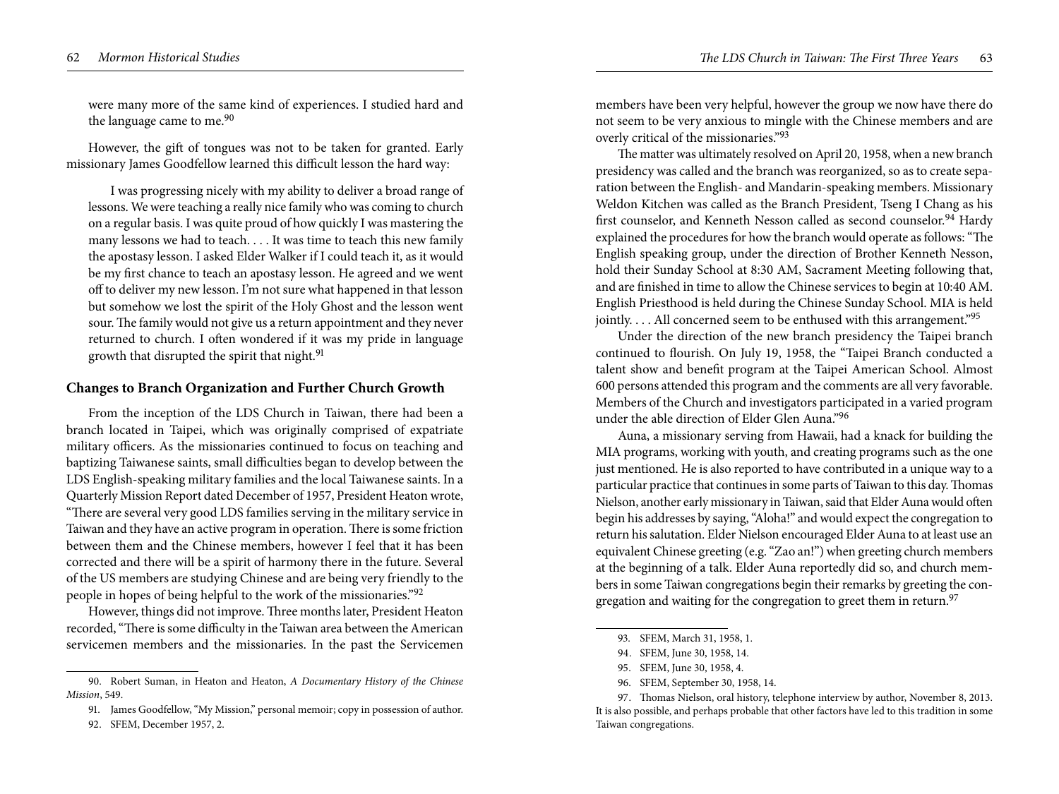were many more of the same kind of experiences. I studied hard and the language came to me.[90]

However, the gift of tongues was not to be taken for granted. Early missionary James Goodfellow learned this difficult lesson the hard way:

> I was progressing nicely with my ability to deliver a broad range of lessons. We were teaching a really nice family who was coming to church on a regular basis. I was quite proud of how quickly I was mastering the many lessons we had to teach. . . . It was time to teach this new family the apostasy lesson. I asked Elder Walker if I could teach it, as it would be my first chance to teach an apostasy lesson. He agreed and we went off to deliver my new lesson. I'm not sure what happened in that lesson but somehow we lost the spirit of the Holy Ghost and the lesson went sour. The family would not give us a return appointment and they never returned to church. I often wondered if it was my pride in language growth that disrupted the spirit that night.[91]

## Changes to Branch Organization and Further Church Growth

From the inception of the LDS Church in Taiwan, there had been a branch located in Taipei, which was originally comprised of expatriate military officers. As the missionaries continued to focus on teaching and baptizing Taiwanese saints, small difficulties began to develop between the LDS English-speaking military families and the local Taiwanese saints. In a Quarterly Mission Report dated December of 1957, President Heaton wrote, "There are several very good LDS families serving in the military service in Taiwan and they have an active program in operation. There is some friction between them and the Chinese members, however I feel that it has been corrected and there will be a spirit of harmony there in the future. Several of the US members are studying Chinese and are being very friendly to the people in hopes of being helpful to the work of the missionaries."[92]

However, things did not improve. Three months later, President Heaton recorded, "There is some difficulty in the Taiwan area between the American servicemen members and the missionaries. In the past the Servicemen members have been very helpful, however the group we now have there do not seem to be very anxious to mingle with the Chinese members and are overly critical of the missionaries."[93]

The matter was ultimately resolved on April 20, 1958, when a new branch presidency was called and the branch was reorganized, so as to create separation between the English- and Mandarin-speaking members. Missionary Weldon Kitchen was called as the Branch President, Tseng I Chang as his first counselor, and Kenneth Nesson called as second counselor.[94] Hardy explained the procedures for how the branch would operate as follows: "The English speaking group, under the direction of Brother Kenneth Nesson, hold their Sunday School at 8:30 AM, Sacrament Meeting following that, and are finished in time to allow the Chinese services to begin at 10:40 AM. English Priesthood is held during the Chinese Sunday School. MIA is held jointly. . . . All concerned seem to be enthused with this arrangement."[95]

Under the direction of the new branch presidency the Taipei branch continued to flourish. On July 19, 1958, the "Taipei Branch conducted a talent show and benefit program at the Taipei American School. Almost 600 persons attended this program and the comments are all very favorable. Members of the Church and investigators participated in a varied program under the able direction of Elder Glen Auna."[96]

Auna, a missionary serving from Hawaii, had a knack for building the MIA programs, working with youth, and creating programs such as the one just mentioned. He is also reported to have contributed in a unique way to a particular practice that continues in some parts of Taiwan to this day. Thomas Nielson, another early missionary in Taiwan, said that Elder Auna would often begin his addresses by saying, "Aloha!" and would expect the congregation to return his salutation. Elder Nielson encouraged Elder Auna to at least use an equivalent Chinese greeting (e.g. "Zao an!") when greeting church members at the beginning of a talk. Elder Auna reportedly did so, and church members in some Taiwan congregations begin their remarks by greeting the congregation and waiting for the congregation to greet them in return.[97]

---

90. Robert Suman, in Heaton and Heaton, *A Documentary History of the Chinese Mission*, 549.

91. James Goodfellow, "My Mission," personal memoir; copy in possession of author.

92. SFEM, December 1957, 2.

93. SFEM, March 31, 1958, 1.

94. SFEM, June 30, 1958, 14.

95. SFEM, June 30, 1958, 4.

96. SFEM, September 30, 1958, 14.

97. Thomas Nielson, oral history, telephone interview by author, November 8, 2013. It is also possible, and perhaps probable that other factors have led to this tradition in some Taiwan congregations.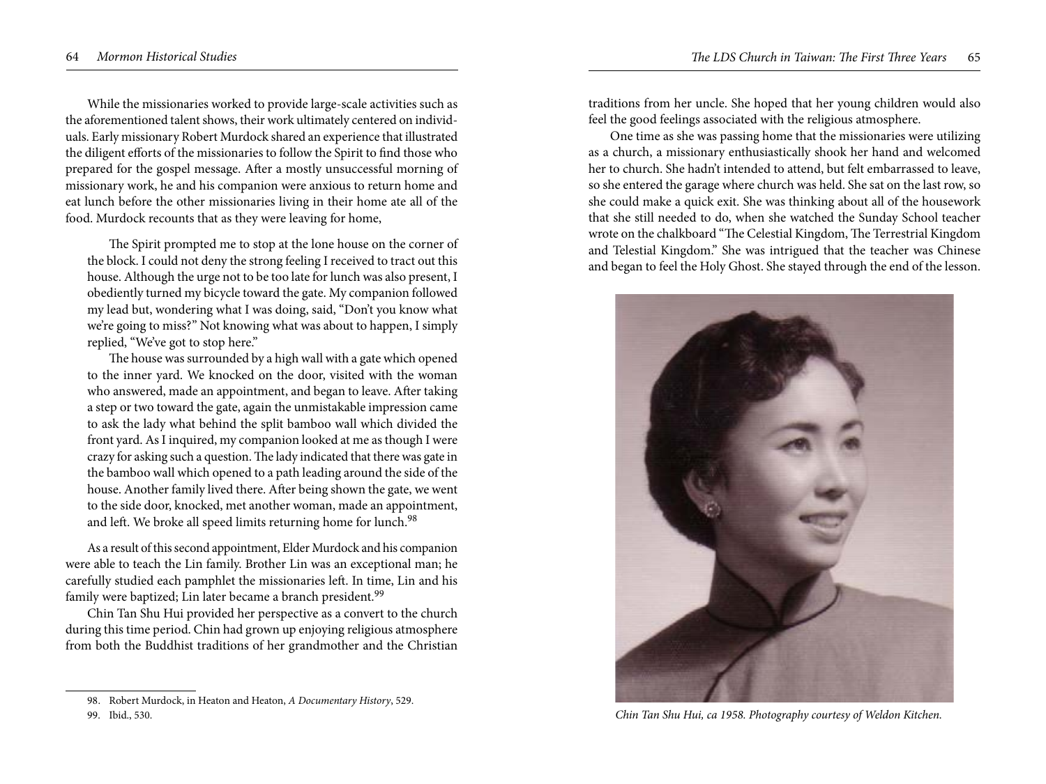While the missionaries worked to provide large-scale activities such as the aforementioned talent shows, their work ultimately centered on individuals. Early missionary Robert Murdock shared an experience that illustrated the diligent efforts of the missionaries to follow the Spirit to find those who prepared for the gospel message. After a mostly unsuccessful morning of missionary work, he and his companion were anxious to return home and eat lunch before the other missionaries living in their home ate all of the food. Murdock recounts that as they were leaving for home,

> The Spirit prompted me to stop at the lone house on the corner of the block. I could not deny the strong feeling I received to tract out this house. Although the urge not to be too late for lunch was also present, I obediently turned my bicycle toward the gate. My companion followed my lead but, wondering what I was doing, said, "Don't you know what we're going to miss?" Not knowing what was about to happen, I simply replied, "We've got to stop here."
>
> The house was surrounded by a high wall with a gate which opened to the inner yard. We knocked on the door, visited with the woman who answered, made an appointment, and began to leave. After taking a step or two toward the gate, again the unmistakable impression came to ask the lady what behind the split bamboo wall which divided the front yard. As I inquired, my companion looked at me as though I were crazy for asking such a question. The lady indicated that there was gate in the bamboo wall which opened to a path leading around the side of the house. Another family lived there. After being shown the gate, we went to the side door, knocked, met another woman, made an appointment, and left. We broke all speed limits returning home for lunch.[98]

As a result of this second appointment, Elder Murdock and his companion were able to teach the Lin family. Brother Lin was an exceptional man; he carefully studied each pamphlet the missionaries left. In time, Lin and his family were baptized; Lin later became a branch president.[99]

Chin Tan Shu Hui provided her perspective as a convert to the church during this time period. Chin had grown up enjoying religious atmosphere from both the Buddhist traditions of her grandmother and the Christian traditions from her uncle. She hoped that her young children would also feel the good feelings associated with the religious atmosphere.

One time as she was passing home that the missionaries were utilizing as a church, a missionary enthusiastically shook her hand and welcomed her to church. She hadn't intended to attend, but felt embarrassed to leave, so she entered the garage where church was held. She sat on the last row, so she could make a quick exit. She was thinking about all of the housework that she still needed to do, when she watched the Sunday School teacher wrote on the chalkboard "The Celestial Kingdom, The Terrestrial Kingdom and Telestial Kingdom." She was intrigued that the teacher was Chinese and began to feel the Holy Ghost. She stayed through the end of the lesson.

*Chin Tan Shu Hui, ca 1958. Photography courtesy of Weldon Kitchen.*

---

98. Robert Murdock, in Heaton and Heaton, *A Documentary History*, 529.

99. Ibid., 530.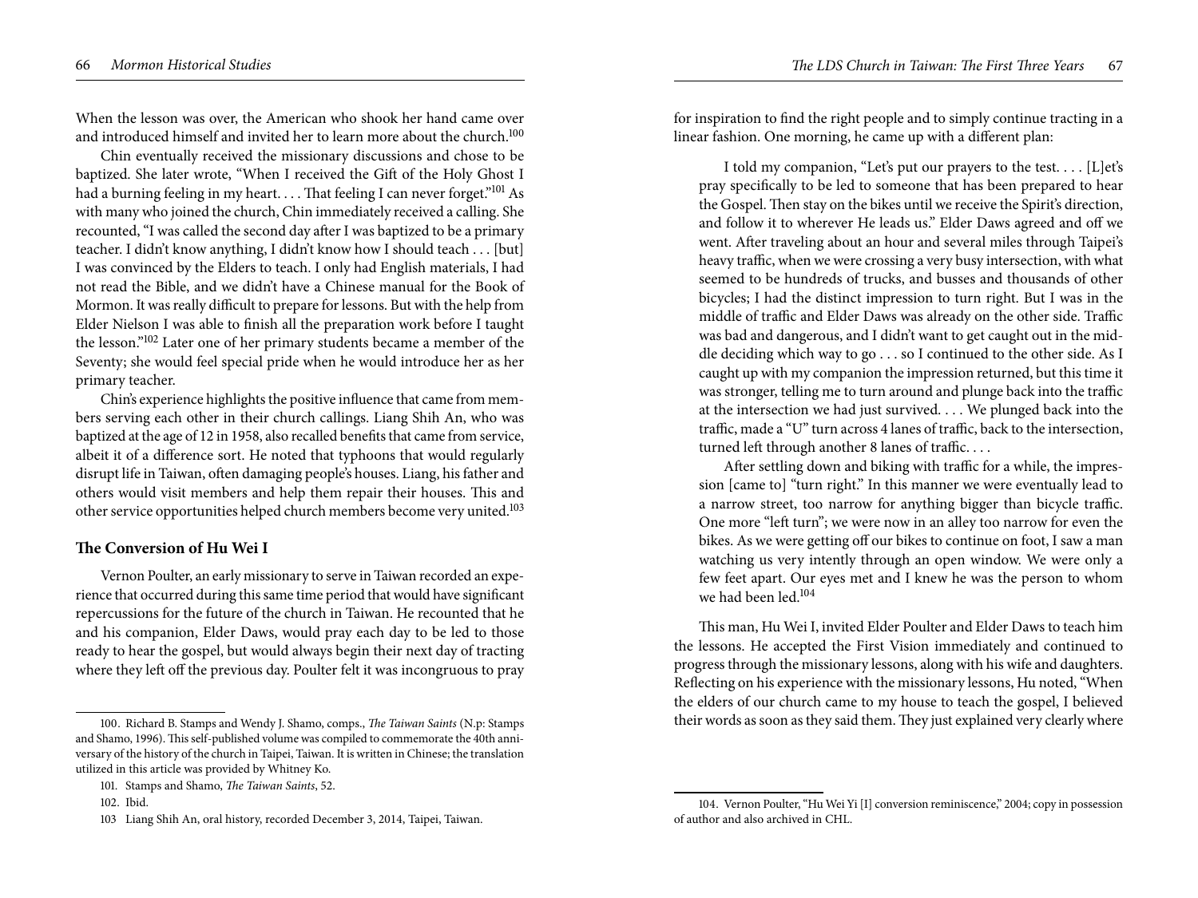When the lesson was over, the American who shook her hand came over and introduced himself and invited her to learn more about the church.[100]

Chin eventually received the missionary discussions and chose to be baptized. She later wrote, "When I received the Gift of the Holy Ghost I had a burning feeling in my heart. . . . That feeling I can never forget."[101] As with many who joined the church, Chin immediately received a calling. She recounted, "I was called the second day after I was baptized to be a primary teacher. I didn't know anything, I didn't know how I should teach . . . [but] I was convinced by the Elders to teach. I only had English materials, I had not read the Bible, and we didn't have a Chinese manual for the Book of Mormon. It was really difficult to prepare for lessons. But with the help from Elder Nielson I was able to finish all the preparation work before I taught the lesson."[102] Later one of her primary students became a member of the Seventy; she would feel special pride when he would introduce her as her primary teacher.

Chin's experience highlights the positive influence that came from members serving each other in their church callings. Liang Shih An, who was baptized at the age of 12 in 1958, also recalled benefits that came from service, albeit it of a difference sort. He noted that typhoons that would regularly disrupt life in Taiwan, often damaging people's houses. Liang, his father and others would visit members and help them repair their houses. This and other service opportunities helped church members become very united.[103]

## The Conversion of Hu Wei I

Vernon Poulter, an early missionary to serve in Taiwan recorded an experience that occurred during this same time period that would have significant repercussions for the future of the church in Taiwan. He recounted that he and his companion, Elder Daws, would pray each day to be led to those ready to hear the gospel, but would always begin their next day of tracting where they left off the previous day. Poulter felt it was incongruous to pray for inspiration to find the right people and to simply continue tracting in a linear fashion. One morning, he came up with a different plan:

> I told my companion, "Let's put our prayers to the test. . . . [L]et's pray specifically to be led to someone that has been prepared to hear the Gospel. Then stay on the bikes until we receive the Spirit's direction, and follow it to wherever He leads us." Elder Daws agreed and off we went. After traveling about an hour and several miles through Taipei's heavy traffic, when we were crossing a very busy intersection, with what seemed to be hundreds of trucks, and busses and thousands of other bicycles; I had the distinct impression to turn right. But I was in the middle of traffic and Elder Daws was already on the other side. Traffic was bad and dangerous, and I didn't want to get caught out in the middle deciding which way to go . . . so I continued to the other side. As I caught up with my companion the impression returned, but this time it was stronger, telling me to turn around and plunge back into the traffic at the intersection we had just survived. . . . We plunged back into the traffic, made a "U" turn across 4 lanes of traffic, back to the intersection, turned left through another 8 lanes of traffic. . . .
>
> After settling down and biking with traffic for a while, the impression [came to] "turn right." In this manner we were eventually lead to a narrow street, too narrow for anything bigger than bicycle traffic. One more "left turn"; we were now in an alley too narrow for even the bikes. As we were getting off our bikes to continue on foot, I saw a man watching us very intently through an open window. We were only a few feet apart. Our eyes met and I knew he was the person to whom we had been led.[104]

This man, Hu Wei I, invited Elder Poulter and Elder Daws to teach him the lessons. He accepted the First Vision immediately and continued to progress through the missionary lessons, along with his wife and daughters. Reflecting on his experience with the missionary lessons, Hu noted, "When the elders of our church came to my house to teach the gospel, I believed their words as soon as they said them. They just explained very clearly where

---

100. Richard B. Stamps and Wendy J. Shamo, comps., *The Taiwan Saints* (N.p: Stamps and Shamo, 1996). This self-published volume was compiled to commemorate the 40th anniversary of the history of the church in Taipei, Taiwan. It is written in Chinese; the translation utilized in this article was provided by Whitney Ko.

101. Stamps and Shamo, *The Taiwan Saints*, 52.

102. Ibid.

103 Liang Shih An, oral history, recorded December 3, 2014, Taipei, Taiwan.

104. Vernon Poulter, "Hu Wei Yi [I] conversion reminiscence," 2004; copy in possession of author and also archived in CHL.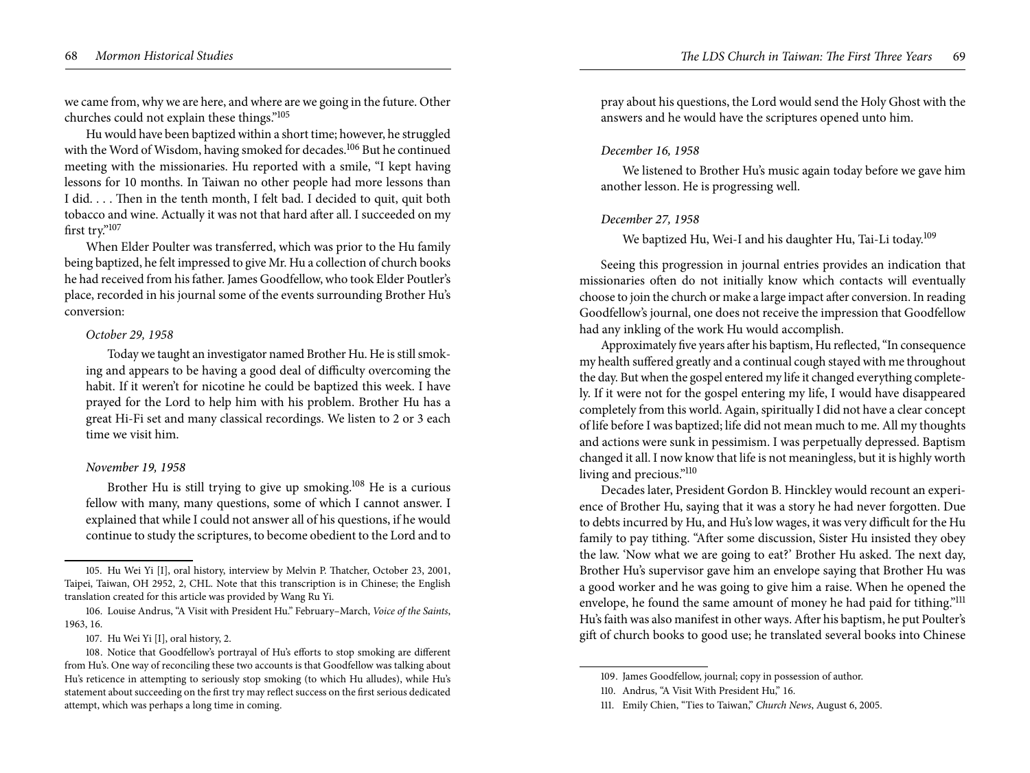we came from, why we are here, and where are we going in the future. Other churches could not explain these things."[105]

Hu would have been baptized within a short time; however, he struggled with the Word of Wisdom, having smoked for decades.[106] But he continued meeting with the missionaries. Hu reported with a smile, "I kept having lessons for 10 months. In Taiwan no other people had more lessons than I did. . . . Then in the tenth month, I felt bad. I decided to quit, quit both tobacco and wine. Actually it was not that hard after all. I succeeded on my first try."[107]

When Elder Poulter was transferred, which was prior to the Hu family being baptized, he felt impressed to give Mr. Hu a collection of church books he had received from his father. James Goodfellow, who took Elder Poutler's place, recorded in his journal some of the events surrounding Brother Hu's conversion:

> *October 29, 1958*
>
> Today we taught an investigator named Brother Hu. He is still smoking and appears to be having a good deal of difficulty overcoming the habit. If it weren't for nicotine he could be baptized this week. I have prayed for the Lord to help him with his problem. Brother Hu has a great Hi-Fi set and many classical recordings. We listen to 2 or 3 each time we visit him.
>
> *November 19, 1958*
>
> Brother Hu is still trying to give up smoking.[108] He is a curious fellow with many, many questions, some of which I cannot answer. I explained that while I could not answer all of his questions, if he would continue to study the scriptures, to become obedient to the Lord and to pray about his questions, the Lord would send the Holy Ghost with the answers and he would have the scriptures opened unto him.
>
> *December 16, 1958*
>
> We listened to Brother Hu's music again today before we gave him another lesson. He is progressing well.
>
> *December 27, 1958*
>
> We baptized Hu, Wei-I and his daughter Hu, Tai-Li today.[109]

Seeing this progression in journal entries provides an indication that missionaries often do not initially know which contacts will eventually choose to join the church or make a large impact after conversion. In reading Goodfellow's journal, one does not receive the impression that Goodfellow had any inkling of the work Hu would accomplish.

Approximately five years after his baptism, Hu reflected, "In consequence my health suffered greatly and a continual cough stayed with me throughout the day. But when the gospel entered my life it changed everything completely. If it were not for the gospel entering my life, I would have disappeared completely from this world. Again, spiritually I did not have a clear concept of life before I was baptized; life did not mean much to me. All my thoughts and actions were sunk in pessimism. I was perpetually depressed. Baptism changed it all. I now know that life is not meaningless, but it is highly worth living and precious."[110]

Decades later, President Gordon B. Hinckley would recount an experience of Brother Hu, saying that it was a story he had never forgotten. Due to debts incurred by Hu, and Hu's low wages, it was very difficult for the Hu family to pay tithing. "After some discussion, Sister Hu insisted they obey the law. 'Now what we are going to eat?' Brother Hu asked. The next day, Brother Hu's supervisor gave him an envelope saying that Brother Hu was a good worker and he was going to give him a raise. When he opened the envelope, he found the same amount of money he had paid for tithing."[111] Hu's faith was also manifest in other ways. After his baptism, he put Poulter's gift of church books to good use; he translated several books into Chinese

---

105. Hu Wei Yi [I], oral history, interview by Melvin P. Thatcher, October 23, 2001, Taipei, Taiwan, OH 2952, 2, CHL. Note that this transcription is in Chinese; the English translation created for this article was provided by Wang Ru Yi.

106. Louise Andrus, "A Visit with President Hu." February–March, *Voice of the Saints*, 1963, 16.

107. Hu Wei Yi [I], oral history, 2.

108. Notice that Goodfellow's portrayal of Hu's efforts to stop smoking are different from Hu's. One way of reconciling these two accounts is that Goodfellow was talking about Hu's reticence in attempting to seriously stop smoking (to which Hu alludes), while Hu's statement about succeeding on the first try may reflect success on the first serious dedicated attempt, which was perhaps a long time in coming.

109. James Goodfellow, journal; copy in possession of author.

110. Andrus, "A Visit With President Hu," 16.

111. Emily Chien, "Ties to Taiwan," *Church News*, August 6, 2005.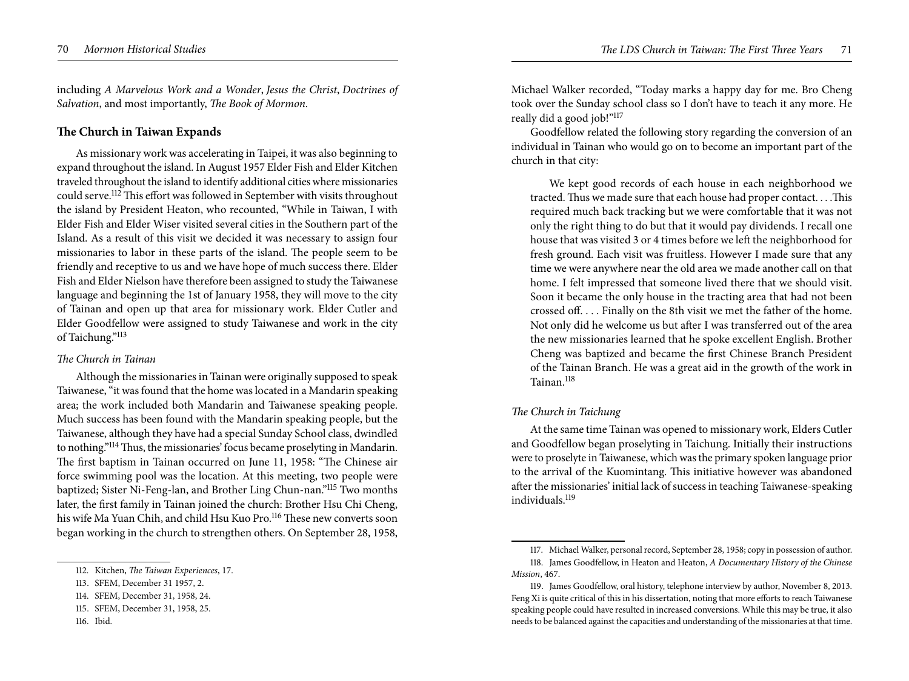including *A Marvelous Work and a Wonder*, *Jesus the Christ*, *Doctrines of Salvation*, and most importantly, *The Book of Mormon*.

## The Church in Taiwan Expands

As missionary work was accelerating in Taipei, it was also beginning to expand throughout the island. In August 1957 Elder Fish and Elder Kitchen traveled throughout the island to identify additional cities where missionaries could serve.[112] This effort was followed in September with visits throughout the island by President Heaton, who recounted, "While in Taiwan, I with Elder Fish and Elder Wiser visited several cities in the Southern part of the Island. As a result of this visit we decided it was necessary to assign four missionaries to labor in these parts of the island. The people seem to be friendly and receptive to us and we have hope of much success there. Elder Fish and Elder Nielson have therefore been assigned to study the Taiwanese language and beginning the 1st of January 1958, they will move to the city of Tainan and open up that area for missionary work. Elder Cutler and Elder Goodfellow were assigned to study Taiwanese and work in the city of Taichung."[113]

### *The Church in Tainan*

Although the missionaries in Tainan were originally supposed to speak Taiwanese, "it was found that the home was located in a Mandarin speaking area; the work included both Mandarin and Taiwanese speaking people. Much success has been found with the Mandarin speaking people, but the Taiwanese, although they have had a special Sunday School class, dwindled to nothing."[114] Thus, the missionaries' focus became proselyting in Mandarin. The first baptism in Tainan occurred on June 11, 1958: "The Chinese air force swimming pool was the location. At this meeting, two people were baptized; Sister Ni-Feng-lan, and Brother Ling Chun-nan."[115] Two months later, the first family in Tainan joined the church: Brother Hsu Chi Cheng, his wife Ma Yuan Chih, and child Hsu Kuo Pro.[116] These new converts soon began working in the church to strengthen others. On September 28, 1958, Michael Walker recorded, "Today marks a happy day for me. Bro Cheng took over the Sunday school class so I don't have to teach it any more. He really did a good job!"[117]

Goodfellow related the following story regarding the conversion of an individual in Tainan who would go on to become an important part of the church in that city:

> We kept good records of each house in each neighborhood we tracted. Thus we made sure that each house had proper contact. . . .This required much back tracking but we were comfortable that it was not only the right thing to do but that it would pay dividends. I recall one house that was visited 3 or 4 times before we left the neighborhood for fresh ground. Each visit was fruitless. However I made sure that any time we were anywhere near the old area we made another call on that home. I felt impressed that someone lived there that we should visit. Soon it became the only house in the tracting area that had not been crossed off. . . . Finally on the 8th visit we met the father of the home. Not only did he welcome us but after I was transferred out of the area the new missionaries learned that he spoke excellent English. Brother Cheng was baptized and became the first Chinese Branch President of the Tainan Branch. He was a great aid in the growth of the work in Tainan.[118]

### *The Church in Taichung*

At the same time Tainan was opened to missionary work, Elders Cutler and Goodfellow began proselyting in Taichung. Initially their instructions were to proselyte in Taiwanese, which was the primary spoken language prior to the arrival of the Kuomintang. This initiative however was abandoned after the missionaries' initial lack of success in teaching Taiwanese-speaking individuals.[119]

---

112. Kitchen, *The Taiwan Experiences*, 17.

113. SFEM, December 31 1957, 2.

114. SFEM, December 31, 1958, 24.

115. SFEM, December 31, 1958, 25.

116. Ibid.

117. Michael Walker, personal record, September 28, 1958; copy in possession of author.

118. James Goodfellow, in Heaton and Heaton, *A Documentary History of the Chinese Mission*, 467.

119. James Goodfellow, oral history, telephone interview by author, November 8, 2013. Feng Xi is quite critical of this in his dissertation, noting that more efforts to reach Taiwanese speaking people could have resulted in increased conversions. While this may be true, it also needs to be balanced against the capacities and understanding of the missionaries at that time.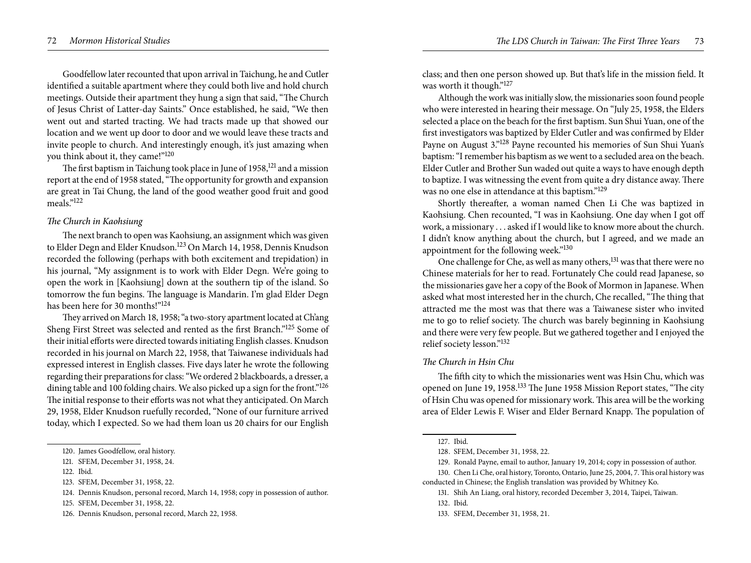Goodfellow later recounted that upon arrival in Taichung, he and Cutler identified a suitable apartment where they could both live and hold church meetings. Outside their apartment they hung a sign that said, "The Church of Jesus Christ of Latter-day Saints." Once established, he said, "We then went out and started tracting. We had tracts made up that showed our location and we went up door to door and we would leave these tracts and invite people to church. And interestingly enough, it's just amazing when you think about it, they came!"[120]

The first baptism in Taichung took place in June of 1958,[121] and a mission report at the end of 1958 stated, "The opportunity for growth and expansion are great in Tai Chung, the land of the good weather good fruit and good meals."[122]

### *The Church in Kaohsiung*

The next branch to open was Kaohsiung, an assignment which was given to Elder Degn and Elder Knudson.[123] On March 14, 1958, Dennis Knudson recorded the following (perhaps with both excitement and trepidation) in his journal, "My assignment is to work with Elder Degn. We're going to open the work in [Kaohsiung] down at the southern tip of the island. So tomorrow the fun begins. The language is Mandarin. I'm glad Elder Degn has been here for 30 months!"[124]

They arrived on March 18, 1958; "a two-story apartment located at Ch'ang Sheng First Street was selected and rented as the first Branch."[125] Some of their initial efforts were directed towards initiating English classes. Knudson recorded in his journal on March 22, 1958, that Taiwanese individuals had expressed interest in English classes. Five days later he wrote the following regarding their preparations for class: "We ordered 2 blackboards, a dresser, a dining table and 100 folding chairs. We also picked up a sign for the front."[126] The initial response to their efforts was not what they anticipated. On March 29, 1958, Elder Knudson ruefully recorded, "None of our furniture arrived today, which I expected. So we had them loan us 20 chairs for our English class; and then one person showed up. But that's life in the mission field. It was worth it though."[127]

Although the work was initially slow, the missionaries soon found people who were interested in hearing their message. On "July 25, 1958, the Elders selected a place on the beach for the first baptism. Sun Shui Yuan, one of the first investigators was baptized by Elder Cutler and was confirmed by Elder Payne on August 3."[128] Payne recounted his memories of Sun Shui Yuan's baptism: "I remember his baptism as we went to a secluded area on the beach. Elder Cutler and Brother Sun waded out quite a ways to have enough depth to baptize. I was witnessing the event from quite a dry distance away. There was no one else in attendance at this baptism."[129]

Shortly thereafter, a woman named Chen Li Che was baptized in Kaohsiung. Chen recounted, "I was in Kaohsiung. One day when I got off work, a missionary . . . asked if I would like to know more about the church. I didn't know anything about the church, but I agreed, and we made an appointment for the following week."[130]

One challenge for Che, as well as many others,[131] was that there were no Chinese materials for her to read. Fortunately Che could read Japanese, so the missionaries gave her a copy of the Book of Mormon in Japanese. When asked what most interested her in the church, Che recalled, "The thing that attracted me the most was that there was a Taiwanese sister who invited me to go to relief society. The church was barely beginning in Kaohsiung and there were very few people. But we gathered together and I enjoyed the relief society lesson."[132]

### *The Church in Hsin Chu*

The fifth city to which the missionaries went was Hsin Chu, which was opened on June 19, 1958.[133] The June 1958 Mission Report states, "The city of Hsin Chu was opened for missionary work. This area will be the working area of Elder Lewis F. Wiser and Elder Bernard Knapp. The population of

---

120. James Goodfellow, oral history.

121. SFEM, December 31, 1958, 24.

122. Ibid.

123. SFEM, December 31, 1958, 22.

124. Dennis Knudson, personal record, March 14, 1958; copy in possession of author.

125. SFEM, December 31, 1958, 22.

126. Dennis Knudson, personal record, March 22, 1958.

127. Ibid.

128. SFEM, December 31, 1958, 22.

129. Ronald Payne, email to author, January 19, 2014; copy in possession of author.

130. Chen Li Che, oral history, Toronto, Ontario, June 25, 2004, 7. This oral history was conducted in Chinese; the English translation was provided by Whitney Ko.

131. Shih An Liang, oral history, recorded December 3, 2014, Taipei, Taiwan.

132. Ibid.

133. SFEM, December 31, 1958, 21.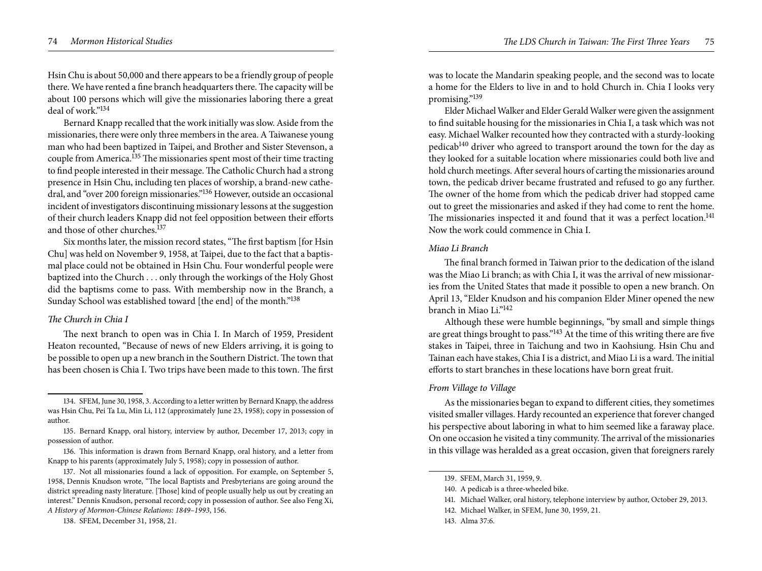Hsin Chu is about 50,000 and there appears to be a friendly group of people there. We have rented a fine branch headquarters there. The capacity will be about 100 persons which will give the missionaries laboring there a great deal of work."[134]

Bernard Knapp recalled that the work initially was slow. Aside from the missionaries, there were only three members in the area. A Taiwanese young man who had been baptized in Taipei, and Brother and Sister Stevenson, a couple from America.[135] The missionaries spent most of their time tracting to find people interested in their message. The Catholic Church had a strong presence in Hsin Chu, including ten places of worship, a brand-new cathedral, and "over 200 foreign missionaries."[136] However, outside an occasional incident of investigators discontinuing missionary lessons at the suggestion of their church leaders Knapp did not feel opposition between their efforts and those of other churches.[137]

Six months later, the mission record states, "The first baptism [for Hsin Chu] was held on November 9, 1958, at Taipei, due to the fact that a baptismal place could not be obtained in Hsin Chu. Four wonderful people were baptized into the Church . . . only through the workings of the Holy Ghost did the baptisms come to pass. With membership now in the Branch, a Sunday School was established toward [the end] of the month."[138]

### *The Church in Chia I*

The next branch to open was in Chia I. In March of 1959, President Heaton recounted, "Because of news of new Elders arriving, it is going to be possible to open up a new branch in the Southern District. The town that has been chosen is Chia I. Two trips have been made to this town. The first was to locate the Mandarin speaking people, and the second was to locate a home for the Elders to live in and to hold Church in. Chia I looks very promising."[139]

Elder Michael Walker and Elder Gerald Walker were given the assignment to find suitable housing for the missionaries in Chia I, a task which was not easy. Michael Walker recounted how they contracted with a sturdy-looking pedicab[140] driver who agreed to transport around the town for the day as they looked for a suitable location where missionaries could both live and hold church meetings. After several hours of carting the missionaries around town, the pedicab driver became frustrated and refused to go any further. The owner of the home from which the pedicab driver had stopped came out to greet the missionaries and asked if they had come to rent the home. The missionaries inspected it and found that it was a perfect location.[141] Now the work could commence in Chia I.

### *Miao Li Branch*

The final branch formed in Taiwan prior to the dedication of the island was the Miao Li branch; as with Chia I, it was the arrival of new missionaries from the United States that made it possible to open a new branch. On April 13, "Elder Knudson and his companion Elder Miner opened the new branch in Miao Li."[142]

Although these were humble beginnings, "by small and simple things are great things brought to pass."[143] At the time of this writing there are five stakes in Taipei, three in Taichung and two in Kaohsiung. Hsin Chu and Tainan each have stakes, Chia I is a district, and Miao Li is a ward. The initial efforts to start branches in these locations have born great fruit.

### *From Village to Village*

As the missionaries began to expand to different cities, they sometimes visited smaller villages. Hardy recounted an experience that forever changed his perspective about laboring in what to him seemed like a faraway place. On one occasion he visited a tiny community. The arrival of the missionaries in this village was heralded as a great occasion, given that foreigners rarely

---

134. SFEM, June 30, 1958, 3. According to a letter written by Bernard Knapp, the address was Hsin Chu, Pei Ta Lu, Min Li, 112 (approximately June 23, 1958); copy in possession of author.

135. Bernard Knapp, oral history, interview by author, December 17, 2013; copy in possession of author.

136. This information is drawn from Bernard Knapp, oral history, and a letter from Knapp to his parents (approximately July 5, 1958); copy in possession of author.

137. Not all missionaries found a lack of opposition. For example, on September 5, 1958, Dennis Knudson wrote, "The local Baptists and Presbyterians are going around the district spreading nasty literature. [Those] kind of people usually help us out by creating an interest." Dennis Knudson, personal record; copy in possession of author. See also Feng Xi, *A History of Mormon-Chinese Relations: 1849–1993*, 156.

138. SFEM, December 31, 1958, 21.

139. SFEM, March 31, 1959, 9.

140. A pedicab is a three-wheeled bike.

141. Michael Walker, oral history, telephone interview by author, October 29, 2013.

142. Michael Walker, in SFEM, June 30, 1959, 21.

143. Alma 37:6.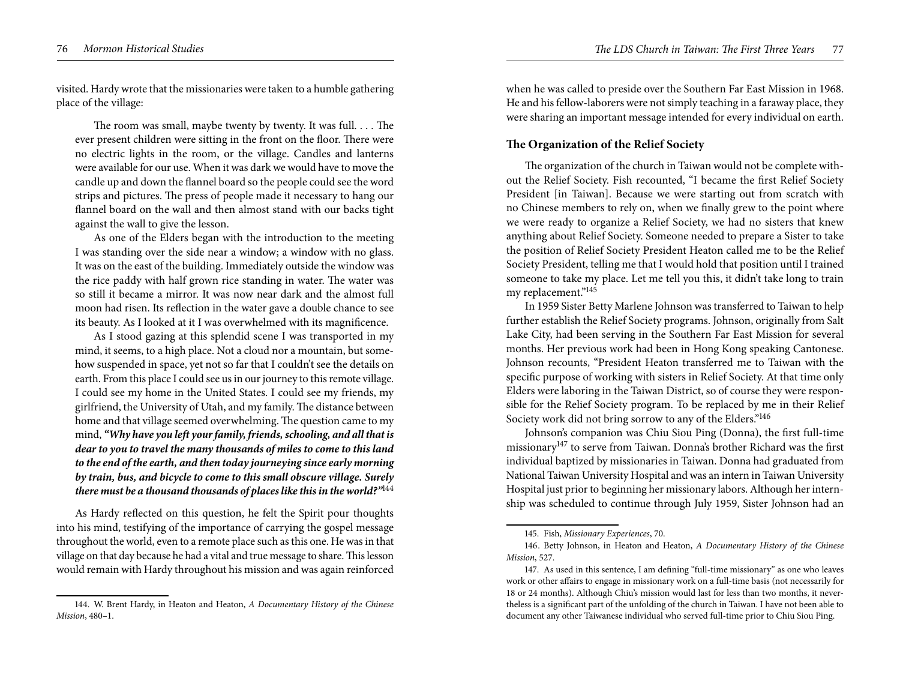visited. Hardy wrote that the missionaries were taken to a humble gathering place of the village:

> The room was small, maybe twenty by twenty. It was full. . . . The ever present children were sitting in the front on the floor. There were no electric lights in the room, or the village. Candles and lanterns were available for our use. When it was dark we would have to move the candle up and down the flannel board so the people could see the word strips and pictures. The press of people made it necessary to hang our flannel board on the wall and then almost stand with our backs tight against the wall to give the lesson.
>
> As one of the Elders began with the introduction to the meeting I was standing over the side near a window; a window with no glass. It was on the east of the building. Immediately outside the window was the rice paddy with half grown rice standing in water. The water was so still it became a mirror. It was now near dark and the almost full moon had risen. Its reflection in the water gave a double chance to see its beauty. As I looked at it I was overwhelmed with its magnificence.
>
> As I stood gazing at this splendid scene I was transported in my mind, it seems, to a high place. Not a cloud nor a mountain, but somehow suspended in space, yet not so far that I couldn't see the details on earth. From this place I could see us in our journey to this remote village. I could see my home in the United States. I could see my friends, my girlfriend, the University of Utah, and my family. The distance between home and that village seemed overwhelming. The question came to my mind, ***"Why have you left your family, friends, schooling, and all that is dear to you to travel the many thousands of miles to come to this land to the end of the earth, and then today journeying since early morning by train, bus, and bicycle to come to this small obscure village. Surely there must be a thousand thousands of places like this in the world?"***[144]

As Hardy reflected on this question, he felt the Spirit pour thoughts into his mind, testifying of the importance of carrying the gospel message throughout the world, even to a remote place such as this one. He was in that village on that day because he had a vital and true message to share. This lesson would remain with Hardy throughout his mission and was again reinforced when he was called to preside over the Southern Far East Mission in 1968. He and his fellow-laborers were not simply teaching in a faraway place, they were sharing an important message intended for every individual on earth.

### The Organization of the Relief Society

The organization of the church in Taiwan would not be complete without the Relief Society. Fish recounted, "I became the first Relief Society President [in Taiwan]. Because we were starting out from scratch with no Chinese members to rely on, when we finally grew to the point where we were ready to organize a Relief Society, we had no sisters that knew anything about Relief Society. Someone needed to prepare a Sister to take the position of Relief Society President Heaton called me to be the Relief Society President, telling me that I would hold that position until I trained someone to take my place. Let me tell you this, it didn't take long to train my replacement."[145]

In 1959 Sister Betty Marlene Johnson was transferred to Taiwan to help further establish the Relief Society programs. Johnson, originally from Salt Lake City, had been serving in the Southern Far East Mission for several months. Her previous work had been in Hong Kong speaking Cantonese. Johnson recounts, "President Heaton transferred me to Taiwan with the specific purpose of working with sisters in Relief Society. At that time only Elders were laboring in the Taiwan District, so of course they were responsible for the Relief Society program. To be replaced by me in their Relief Society work did not bring sorrow to any of the Elders."[146]

Johnson's companion was Chiu Siou Ping (Donna), the first full-time missionary[147] to serve from Taiwan. Donna's brother Richard was the first individual baptized by missionaries in Taiwan. Donna had graduated from National Taiwan University Hospital and was an intern in Taiwan University Hospital just prior to beginning her missionary labors. Although her internship was scheduled to continue through July 1959, Sister Johnson had an

---

144. W. Brent Hardy, in Heaton and Heaton, *A Documentary History of the Chinese Mission*, 480–1.

145. Fish, *Missionary Experiences*, 70.

146. Betty Johnson, in Heaton and Heaton, *A Documentary History of the Chinese Mission*, 527.

147. As used in this sentence, I am defining "full-time missionary" as one who leaves work or other affairs to engage in missionary work on a full-time basis (not necessarily for 18 or 24 months). Although Chiu's mission would last for less than two months, it nevertheless is a significant part of the unfolding of the church in Taiwan. I have not been able to document any other Taiwanese individual who served full-time prior to Chiu Siou Ping.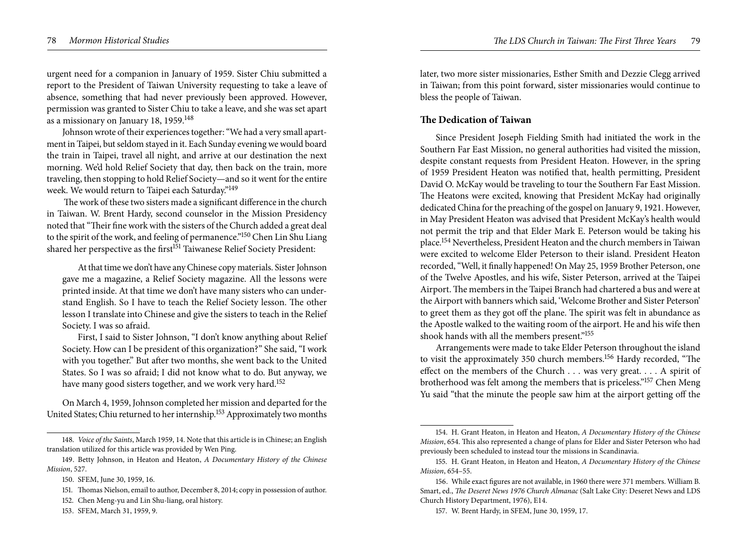urgent need for a companion in January of 1959. Sister Chiu submitted a report to the President of Taiwan University requesting to take a leave of absence, something that had never previously been approved. However, permission was granted to Sister Chiu to take a leave, and she was set apart as a missionary on January 18, 1959.[148]

Johnson wrote of their experiences together: "We had a very small apartment in Taipei, but seldom stayed in it. Each Sunday evening we would board the train in Taipei, travel all night, and arrive at our destination the next morning. We'd hold Relief Society that day, then back on the train, more traveling, then stopping to hold Relief Society—and so it went for the entire week. We would return to Taipei each Saturday."[149]

The work of these two sisters made a significant difference in the church in Taiwan. W. Brent Hardy, second counselor in the Mission Presidency noted that "Their fine work with the sisters of the Church added a great deal to the spirit of the work, and feeling of permanence."[150] Chen Lin Shu Liang shared her perspective as the first[151] Taiwanese Relief Society President:

> At that time we don't have any Chinese copy materials. Sister Johnson gave me a magazine, a Relief Society magazine. All the lessons were printed inside. At that time we don't have many sisters who can understand English. So I have to teach the Relief Society lesson. The other lesson I translate into Chinese and give the sisters to teach in the Relief Society. I was so afraid.
>
> First, I said to Sister Johnson, "I don't know anything about Relief Society. How can I be president of this organization?" She said, "I work with you together." But after two months, she went back to the United States. So I was so afraid; I did not know what to do. But anyway, we have many good sisters together, and we work very hard.[152]

On March 4, 1959, Johnson completed her mission and departed for the United States; Chiu returned to her internship.[153] Approximately two months later, two more sister missionaries, Esther Smith and Dezzie Clegg arrived in Taiwan; from this point forward, sister missionaries would continue to bless the people of Taiwan.

## The Dedication of Taiwan

Since President Joseph Fielding Smith had initiated the work in the Southern Far East Mission, no general authorities had visited the mission, despite constant requests from President Heaton. However, in the spring of 1959 President Heaton was notified that, health permitting, President David O. McKay would be traveling to tour the Southern Far East Mission. The Heatons were excited, knowing that President McKay had originally dedicated China for the preaching of the gospel on January 9, 1921. However, in May President Heaton was advised that President McKay's health would not permit the trip and that Elder Mark E. Peterson would be taking his place.[154] Nevertheless, President Heaton and the church members in Taiwan were excited to welcome Elder Peterson to their island. President Heaton recorded, "Well, it finally happened! On May 25, 1959 Brother Peterson, one of the Twelve Apostles, and his wife, Sister Peterson, arrived at the Taipei Airport. The members in the Taipei Branch had chartered a bus and were at the Airport with banners which said, 'Welcome Brother and Sister Peterson' to greet them as they got off the plane. The spirit was felt in abundance as the Apostle walked to the waiting room of the airport. He and his wife then shook hands with all the members present."[155]

Arrangements were made to take Elder Peterson throughout the island to visit the approximately 350 church members.[156] Hardy recorded, "The effect on the members of the Church . . . was very great. . . . A spirit of brotherhood was felt among the members that is priceless."[157] Chen Meng Yu said "that the minute the people saw him at the airport getting off the

---

148. *Voice of the Saints*, March 1959, 14. Note that this article is in Chinese; an English translation utilized for this article was provided by Wen Ping.

149. Betty Johnson, in Heaton and Heaton, *A Documentary History of the Chinese Mission*, 527.

150. SFEM, June 30, 1959, 16.

151. Thomas Nielson, email to author, December 8, 2014; copy in possession of author.

152. Chen Meng-yu and Lin Shu-liang, oral history.

153. SFEM, March 31, 1959, 9.

154. H. Grant Heaton, in Heaton and Heaton, *A Documentary History of the Chinese Mission*, 654. This also represented a change of plans for Elder and Sister Peterson who had previously been scheduled to instead tour the missions in Scandinavia.

155. H. Grant Heaton, in Heaton and Heaton, *A Documentary History of the Chinese Mission*, 654–55.

156. While exact figures are not available, in 1960 there were 371 members. William B. Smart, ed., *The Deseret News 1976 Church Almanac* (Salt Lake City: Deseret News and LDS Church History Department, 1976), E14.

157. W. Brent Hardy, in SFEM, June 30, 1959, 17.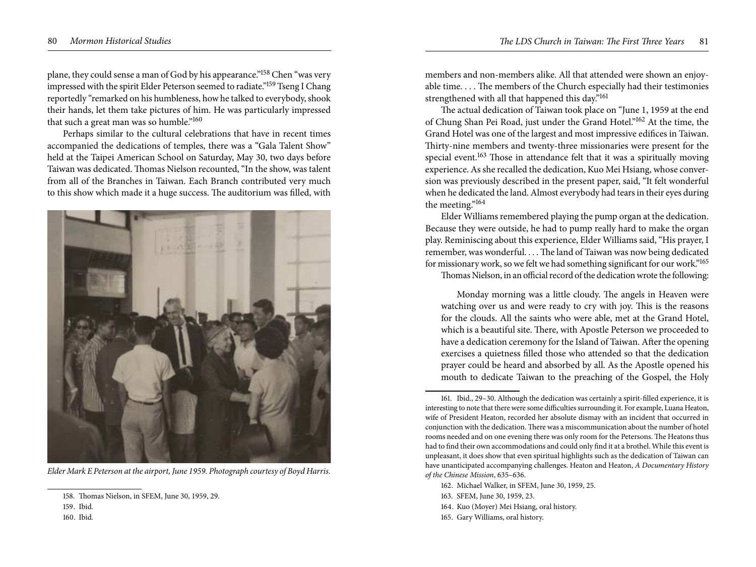plane, they could sense a man of God by his appearance."[158] Chen "was very impressed with the spirit Elder Peterson seemed to radiate."[159] Tseng I Chang reportedly "remarked on his humbleness, how he talked to everybody, shook their hands, let them take pictures of him. He was particularly impressed that such a great man was so humble."[160]

Perhaps similar to the cultural celebrations that have in recent times accompanied the dedications of temples, there was a "Gala Talent Show" held at the Taipei American School on Saturday, May 30, two days before Taiwan was dedicated. Thomas Nielson recounted, "In the show, was talent from all of the Branches in Taiwan. Each Branch contributed very much to this show which made it a huge success. The auditorium was filled, with

*Elder Mark E Peterson at the airport, June 1959. Photograph courtesy of Boyd Harris.*

158. Thomas Nielson, in SFEM, June 30, 1959, 29.

159. Ibid.

160. Ibid.

members and non-members alike. All that attended were shown an enjoyable time. . . . The members of the Church especially had their testimonies strengthened with all that happened this day."[161]

The actual dedication of Taiwan took place on "June 1, 1959 at the end of Chung Shan Pei Road, just under the Grand Hotel."[162] At the time, the Grand Hotel was one of the largest and most impressive edifices in Taiwan. Thirty-nine members and twenty-three missionaries were present for the special event.[163] Those in attendance felt that it was a spiritually moving experience. As she recalled the dedication, Kuo Mei Hsiang, whose conversion was previously described in the present paper, said, "It felt wonderful when he dedicated the land. Almost everybody had tears in their eyes during the meeting."[164]

Elder Williams remembered playing the pump organ at the dedication. Because they were outside, he had to pump really hard to make the organ play. Reminiscing about this experience, Elder Williams said, "His prayer, I remember, was wonderful. . . . The land of Taiwan was now being dedicated for missionary work, so we felt we had something significant for our work."[165]

Thomas Nielson, in an official record of the dedication wrote the following:

> Monday morning was a little cloudy. The angels in Heaven were watching over us and were ready to cry with joy. This is the reasons for the clouds. All the saints who were able, met at the Grand Hotel, which is a beautiful site. There, with Apostle Peterson we proceeded to have a dedication ceremony for the Island of Taiwan. After the opening exercises a quietness filled those who attended so that the dedication prayer could be heard and absorbed by all. As the Apostle opened his mouth to dedicate Taiwan to the preaching of the Gospel, the Holy

161. Ibid., 29–30. Although the dedication was certainly a spirit-filled experience, it is interesting to note that there were some difficulties surrounding it. For example, Luana Heaton, wife of President Heaton, recorded her absolute dismay with an incident that occurred in conjunction with the dedication. There was a miscommunication about the number of hotel rooms needed and on one evening there was only room for the Petersons. The Heatons thus had to find their own accommodations and could only find it at a brothel. While this event is unpleasant, it does show that even spiritual highlights such as the dedication of Taiwan can have unanticipated accompanying challenges. Heaton and Heaton, *A Documentary History of the Chinese Mission*, 635–636.

162. Michael Walker, in SFEM, June 30, 1959, 25.

163. SFEM, June 30, 1959, 23.

164. Kuo (Moyer) Mei Hsiang, oral history.

165. Gary Williams, oral history.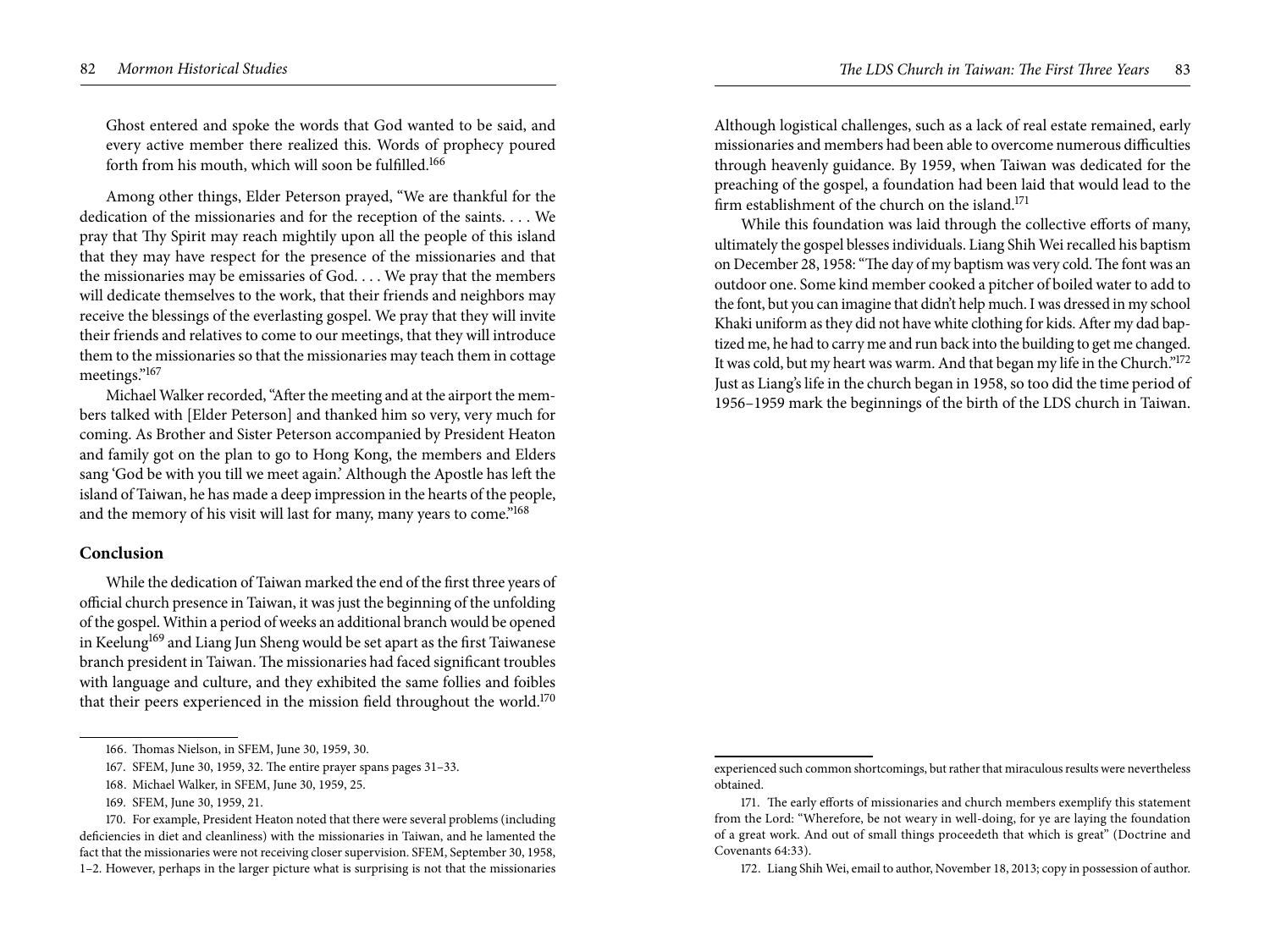Ghost entered and spoke the words that God wanted to be said, and every active member there realized this. Words of prophecy poured forth from his mouth, which will soon be fulfilled.[166]

Among other things, Elder Peterson prayed, "We are thankful for the dedication of the missionaries and for the reception of the saints. . . . We pray that Thy Spirit may reach mightily upon all the people of this island that they may have respect for the presence of the missionaries and that the missionaries may be emissaries of God. . . . We pray that the members will dedicate themselves to the work, that their friends and neighbors may receive the blessings of the everlasting gospel. We pray that they will invite their friends and relatives to come to our meetings, that they will introduce them to the missionaries so that the missionaries may teach them in cottage meetings."[167]

Michael Walker recorded, "After the meeting and at the airport the members talked with [Elder Peterson] and thanked him so very, very much for coming. As Brother and Sister Peterson accompanied by President Heaton and family got on the plan to go to Hong Kong, the members and Elders sang 'God be with you till we meet again.' Although the Apostle has left the island of Taiwan, he has made a deep impression in the hearts of the people, and the memory of his visit will last for many, many years to come."[168]

## Conclusion

While the dedication of Taiwan marked the end of the first three years of official church presence in Taiwan, it was just the beginning of the unfolding of the gospel. Within a period of weeks an additional branch would be opened in Keelung[169] and Liang Jun Sheng would be set apart as the first Taiwanese branch president in Taiwan. The missionaries had faced significant troubles with language and culture, and they exhibited the same follies and foibles that their peers experienced in the mission field throughout the world.[170] Although logistical challenges, such as a lack of real estate remained, early missionaries and members had been able to overcome numerous difficulties through heavenly guidance. By 1959, when Taiwan was dedicated for the preaching of the gospel, a foundation had been laid that would lead to the firm establishment of the church on the island.[171]

While this foundation was laid through the collective efforts of many, ultimately the gospel blesses individuals. Liang Shih Wei recalled his baptism on December 28, 1958: "The day of my baptism was very cold. The font was an outdoor one. Some kind member cooked a pitcher of boiled water to add to the font, but you can imagine that didn't help much. I was dressed in my school Khaki uniform as they did not have white clothing for kids. After my dad baptized me, he had to carry me and run back into the building to get me changed. It was cold, but my heart was warm. And that began my life in the Church."[172] Just as Liang's life in the church began in 1958, so too did the time period of 1956–1959 mark the beginnings of the birth of the LDS church in Taiwan.

---

166. Thomas Nielson, in SFEM, June 30, 1959, 30.

167. SFEM, June 30, 1959, 32. The entire prayer spans pages 31–33.

168. Michael Walker, in SFEM, June 30, 1959, 25.

169. SFEM, June 30, 1959, 21.

170. For example, President Heaton noted that there were several problems (including deficiencies in diet and cleanliness) with the missionaries in Taiwan, and he lamented the fact that the missionaries were not receiving closer supervision. SFEM, September 30, 1958, 1–2. However, perhaps in the larger picture what is surprising is not that the missionaries experienced such common shortcomings, but rather that miraculous results were nevertheless obtained.

171. The early efforts of missionaries and church members exemplify this statement from the Lord: "Wherefore, be not weary in well-doing, for ye are laying the foundation of a great work. And out of small things proceedeth that which is great" (Doctrine and Covenants 64:33).

172. Liang Shih Wei, email to author, November 18, 2013; copy in possession of author.